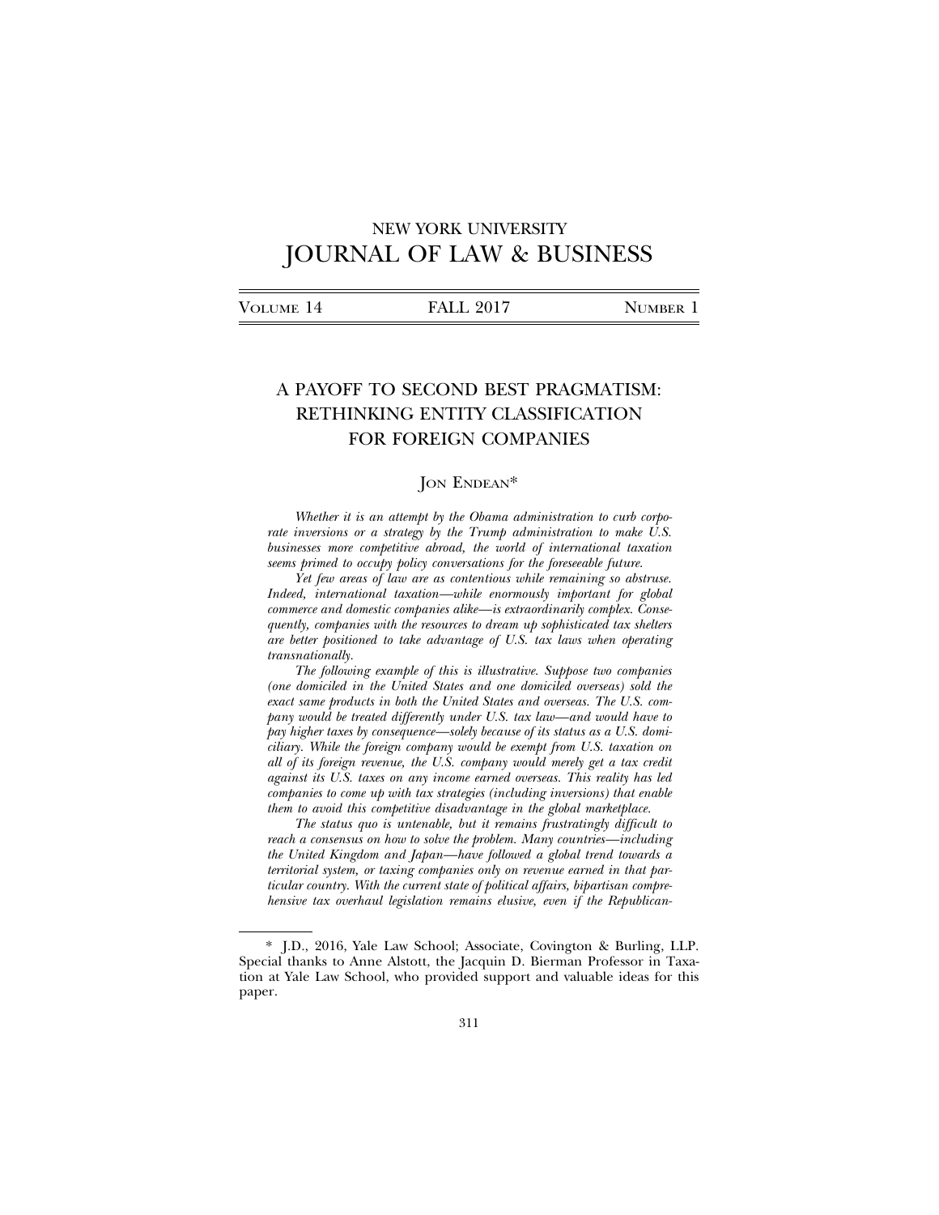NEW YORK UNIVERSITY
# JOURNAL OF LAW & BUSINESS

VOLUME 14 FALL 2017 NUMBER 1

## A PAYOFF TO SECOND BEST PRAGMATISM: RETHINKING ENTITY CLASSIFICATION FOR FOREIGN COMPANIES

JON ENDEAN*

*Whether it is an attempt by the Obama administration to curb corporate inversions or a strategy by the Trump administration to make U.S. businesses more competitive abroad, the world of international taxation seems primed to occupy policy conversations for the foreseeable future.*

*Yet few areas of law are as contentious while remaining so abstruse. Indeed, international taxation—while enormously important for global commerce and domestic companies alike—is extraordinarily complex. Consequently, companies with the resources to dream up sophisticated tax shelters are better positioned to take advantage of U.S. tax laws when operating transnationally.*

*The following example of this is illustrative. Suppose two companies (one domiciled in the United States and one domiciled overseas) sold the exact same products in both the United States and overseas. The U.S. company would be treated differently under U.S. tax law—and would have to pay higher taxes by consequence—solely because of its status as a U.S. domiciliary. While the foreign company would be exempt from U.S. taxation on all of its foreign revenue, the U.S. company would merely get a tax credit against its U.S. taxes on any income earned overseas. This reality has led companies to come up with tax strategies (including inversions) that enable them to avoid this competitive disadvantage in the global marketplace.*

*The status quo is untenable, but it remains frustratingly difficult to reach a consensus on how to solve the problem. Many countries—including the United Kingdom and Japan—have followed a global trend towards a territorial system, or taxing companies only on revenue earned in that particular country. With the current state of political affairs, bipartisan comprehensive tax overhaul legislation remains elusive, even if the Republican-*

---

\* J.D., 2016, Yale Law School; Associate, Covington & Burling, LLP. Special thanks to Anne Alstott, the Jacquin D. Bierman Professor in Taxation at Yale Law School, who provided support and valuable ideas for this paper.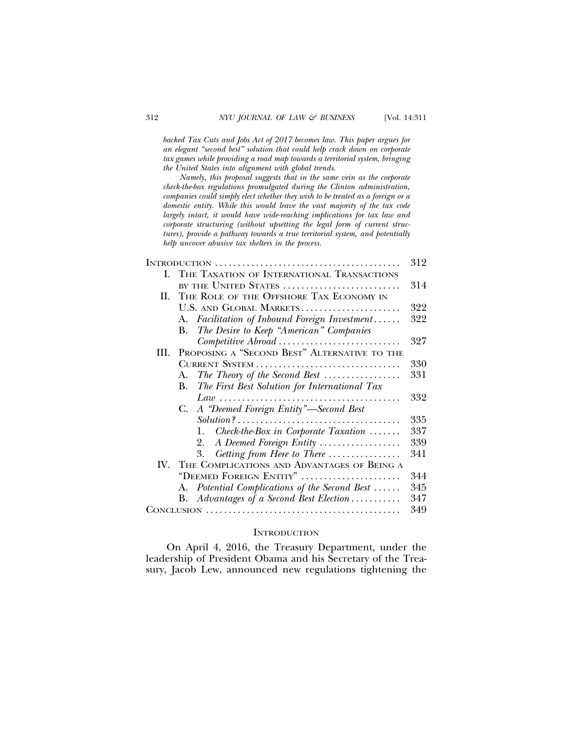*backed Tax Cuts and Jobs Act of 2017 becomes law. This paper argues for an elegant "second best" solution that could help crack down on corporate tax games while providing a road map towards a territorial system, bringing the United States into alignment with global trends.*

*Namely, this proposal suggests that in the same vein as the corporate check-the-box regulations promulgated during the Clinton administration, companies could simply elect whether they wish to be treated as a foreign or a domestic entity. While this would leave the vast majority of the tax code largely intact, it would have wide-reaching implications for tax law and corporate structuring (without upsetting the legal form of current structures), provide a pathway towards a true territorial system, and potentially help uncover abusive tax shelters in the process.*

| | |
|---|---|
| INTRODUCTION | 312 |
| I. THE TAXATION OF INTERNATIONAL TRANSACTIONS BY THE UNITED STATES | 314 |
| II. THE ROLE OF THE OFFSHORE TAX ECONOMY IN U.S. AND GLOBAL MARKETS | 322 |
| A. *Facilitation of Inbound Foreign Investment* | 322 |
| B. *The Desire to Keep "American" Companies Competitive Abroad* | 327 |
| III. PROPOSING A "SECOND BEST" ALTERNATIVE TO THE CURRENT SYSTEM | 330 |
| A. *The Theory of the Second Best* | 331 |
| B. *The First Best Solution for International Tax Law* | 332 |
| C. *A "Deemed Foreign Entity"—Second Best Solution?* | 335 |
| 1. *Check-the-Box in Corporate Taxation* | 337 |
| 2. *A Deemed Foreign Entity* | 339 |
| 3. *Getting from Here to There* | 341 |
| IV. THE COMPLICATIONS AND ADVANTAGES OF BEING A "DEEMED FOREIGN ENTITY" | 344 |
| A. *Potential Complications of the Second Best* | 345 |
| B. *Advantages of a Second Best Election* | 347 |
| CONCLUSION | 349 |

## INTRODUCTION

On April 4, 2016, the Treasury Department, under the leadership of President Obama and his Secretary of the Treasury, Jacob Lew, announced new regulations tightening the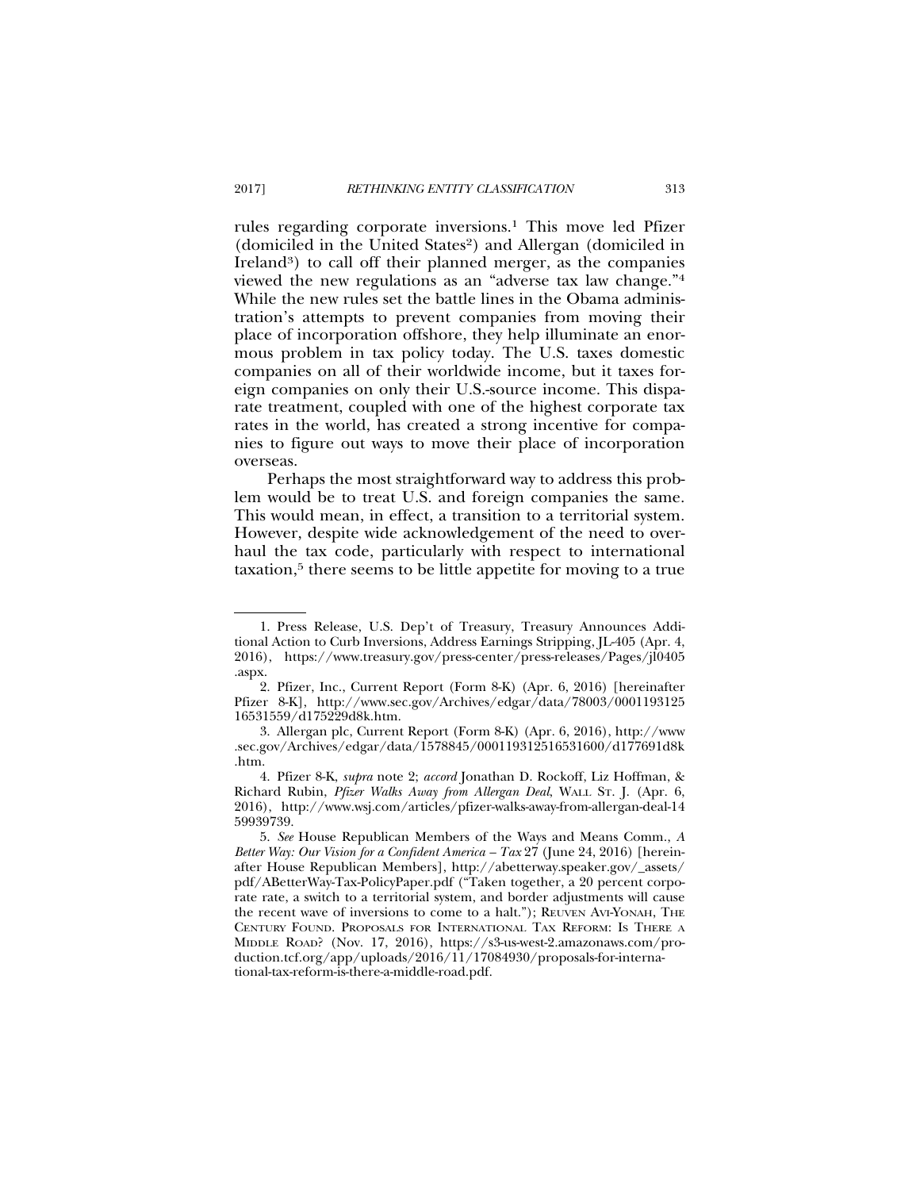rules regarding corporate inversions.[1] This move led Pfizer (domiciled in the United States[2]) and Allergan (domiciled in Ireland[3]) to call off their planned merger, as the companies viewed the new regulations as an "adverse tax law change."[4] While the new rules set the battle lines in the Obama administration's attempts to prevent companies from moving their place of incorporation offshore, they help illuminate an enormous problem in tax policy today. The U.S. taxes domestic companies on all of their worldwide income, but it taxes foreign companies on only their U.S.-source income. This disparate treatment, coupled with one of the highest corporate tax rates in the world, has created a strong incentive for companies to figure out ways to move their place of incorporation overseas.

Perhaps the most straightforward way to address this problem would be to treat U.S. and foreign companies the same. This would mean, in effect, a transition to a territorial system. However, despite wide acknowledgement of the need to overhaul the tax code, particularly with respect to international taxation,[5] there seems to be little appetite for moving to a true

---

1. Press Release, U.S. Dep't of Treasury, Treasury Announces Additional Action to Curb Inversions, Address Earnings Stripping, JL-405 (Apr. 4, 2016), https://www.treasury.gov/press-center/press-releases/Pages/jl0405.aspx.

2. Pfizer, Inc., Current Report (Form 8-K) (Apr. 6, 2016) [hereinafter Pfizer 8-K], http://www.sec.gov/Archives/edgar/data/78003/000119312516531559/d175229d8k.htm.

3. Allergan plc, Current Report (Form 8-K) (Apr. 6, 2016), http://www.sec.gov/Archives/edgar/data/1578845/000119312516531600/d177691d8k.htm.

4. Pfizer 8-K, *supra* note 2; *accord* Jonathan D. Rockoff, Liz Hoffman, & Richard Rubin, *Pfizer Walks Away from Allergan Deal*, WALL ST. J. (Apr. 6, 2016), http://www.wsj.com/articles/pfizer-walks-away-from-allergan-deal-1459939739.

5. *See* House Republican Members of the Ways and Means Comm., *A Better Way: Our Vision for a Confident America – Tax* 27 (June 24, 2016) [hereinafter House Republican Members], http://abetterway.speaker.gov/_assets/pdf/ABetterWay-Tax-PolicyPaper.pdf ("Taken together, a 20 percent corporate rate, a switch to a territorial system, and border adjustments will cause the recent wave of inversions to come to a halt."); REUVEN AVI-YONAH, THE CENTURY FOUND. PROPOSALS FOR INTERNATIONAL TAX REFORM: IS THERE A MIDDLE ROAD? (Nov. 17, 2016), https://s3-us-west-2.amazonaws.com/production.tcf.org/app/uploads/2016/11/17084930/proposals-for-international-tax-reform-is-there-a-middle-road.pdf.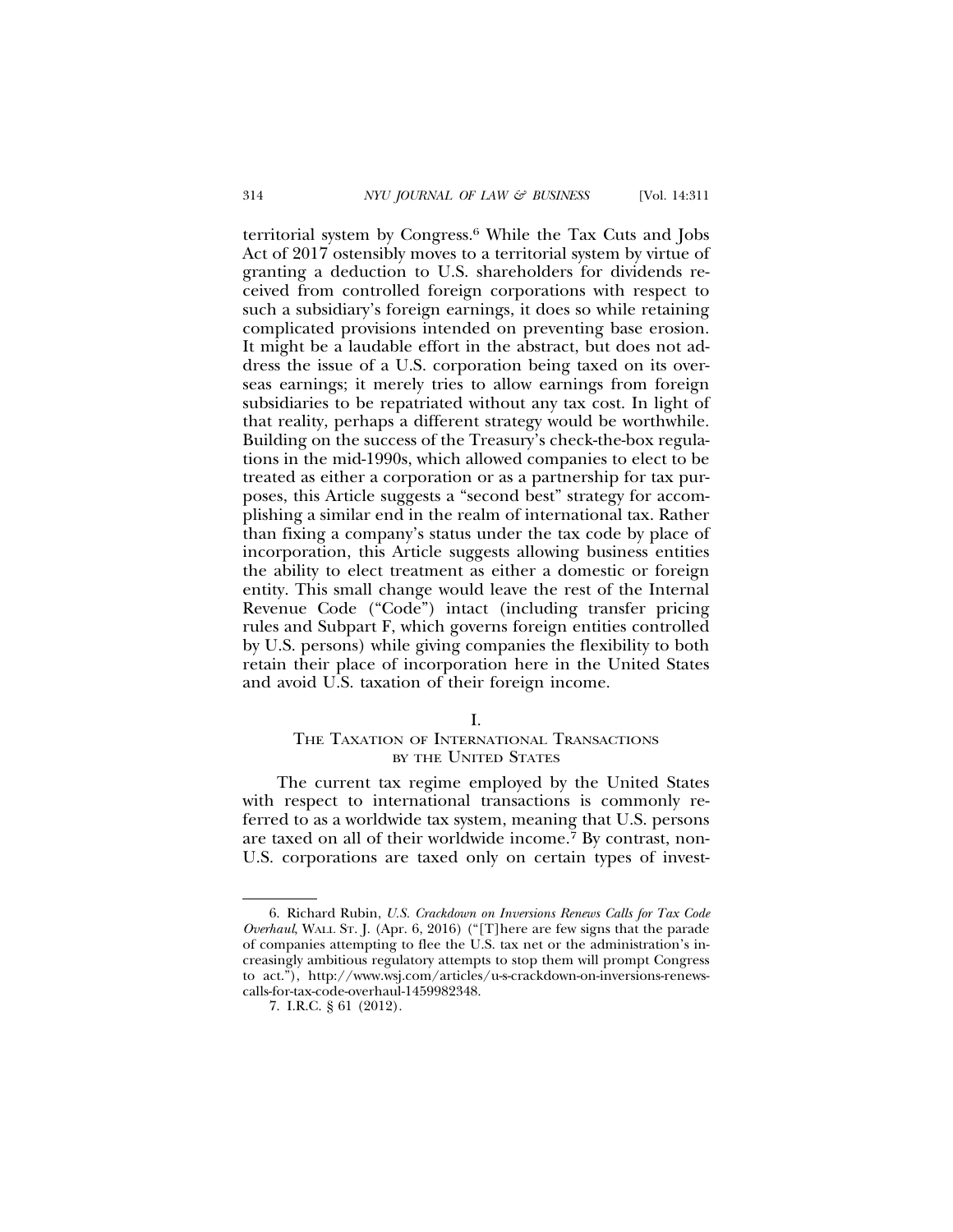territorial system by Congress.[6] While the Tax Cuts and Jobs Act of 2017 ostensibly moves to a territorial system by virtue of granting a deduction to U.S. shareholders for dividends received from controlled foreign corporations with respect to such a subsidiary's foreign earnings, it does so while retaining complicated provisions intended on preventing base erosion. It might be a laudable effort in the abstract, but does not address the issue of a U.S. corporation being taxed on its overseas earnings; it merely tries to allow earnings from foreign subsidiaries to be repatriated without any tax cost. In light of that reality, perhaps a different strategy would be worthwhile. Building on the success of the Treasury's check-the-box regulations in the mid-1990s, which allowed companies to elect to be treated as either a corporation or as a partnership for tax purposes, this Article suggests a "second best" strategy for accomplishing a similar end in the realm of international tax. Rather than fixing a company's status under the tax code by place of incorporation, this Article suggests allowing business entities the ability to elect treatment as either a domestic or foreign entity. This small change would leave the rest of the Internal Revenue Code ("Code") intact (including transfer pricing rules and Subpart F, which governs foreign entities controlled by U.S. persons) while giving companies the flexibility to both retain their place of incorporation here in the United States and avoid U.S. taxation of their foreign income.

## I. THE TAXATION OF INTERNATIONAL TRANSACTIONS BY THE UNITED STATES

The current tax regime employed by the United States with respect to international transactions is commonly referred to as a worldwide tax system, meaning that U.S. persons are taxed on all of their worldwide income.[7] By contrast, non-U.S. corporations are taxed only on certain types of invest-

---

6. Richard Rubin, *U.S. Crackdown on Inversions Renews Calls for Tax Code Overhaul*, WALL ST. J. (Apr. 6, 2016) ("[T]here are few signs that the parade of companies attempting to flee the U.S. tax net or the administration's increasingly ambitious regulatory attempts to stop them will prompt Congress to act."), http://www.wsj.com/articles/u-s-crackdown-on-inversions-renews-calls-for-tax-code-overhaul-1459982348.

7. I.R.C. § 61 (2012).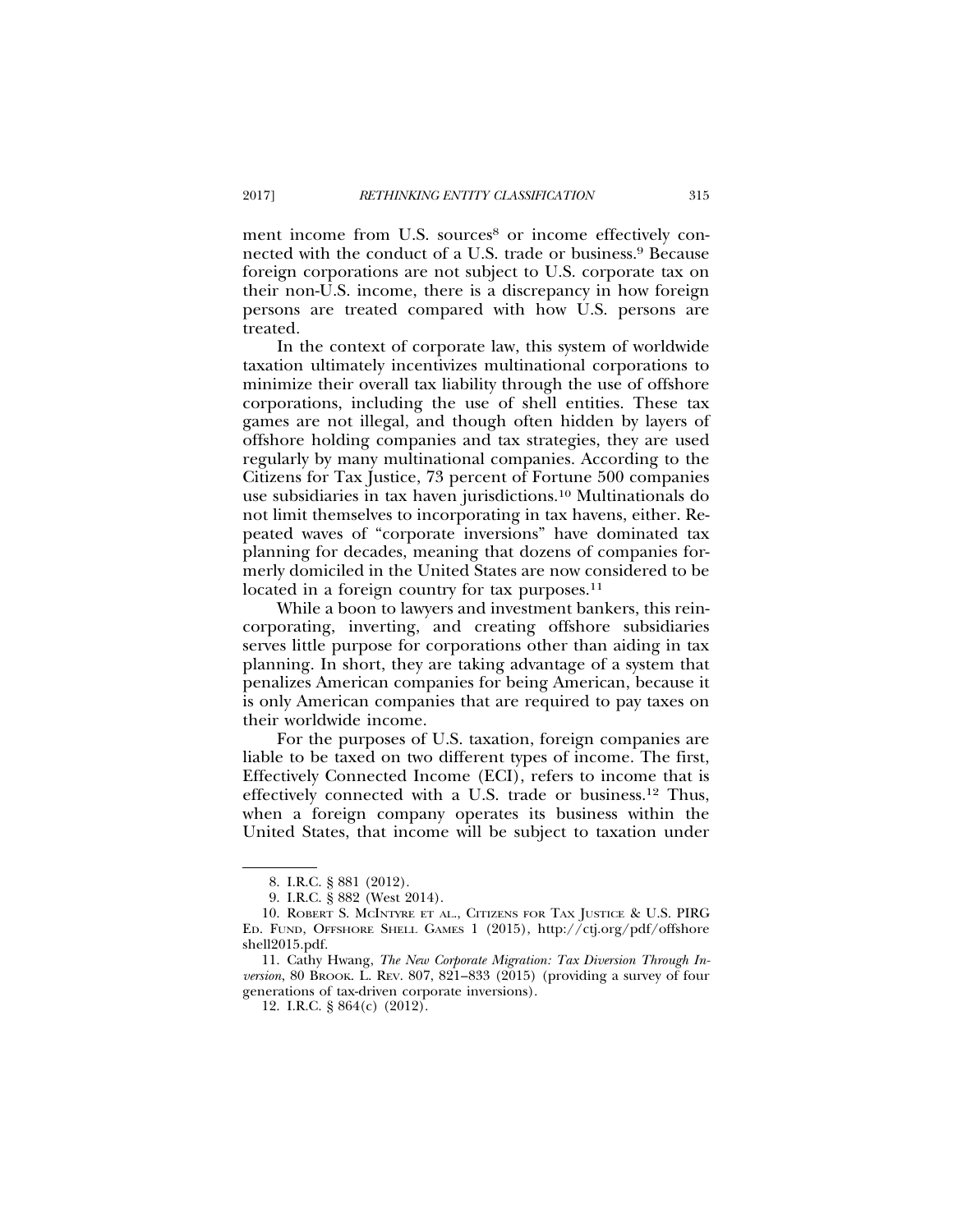ment income from U.S. sources[8] or income effectively connected with the conduct of a U.S. trade or business.[9] Because foreign corporations are not subject to U.S. corporate tax on their non-U.S. income, there is a discrepancy in how foreign persons are treated compared with how U.S. persons are treated.

In the context of corporate law, this system of worldwide taxation ultimately incentivizes multinational corporations to minimize their overall tax liability through the use of offshore corporations, including the use of shell entities. These tax games are not illegal, and though often hidden by layers of offshore holding companies and tax strategies, they are used regularly by many multinational companies. According to the Citizens for Tax Justice, 73 percent of Fortune 500 companies use subsidiaries in tax haven jurisdictions.[10] Multinationals do not limit themselves to incorporating in tax havens, either. Repeated waves of "corporate inversions" have dominated tax planning for decades, meaning that dozens of companies formerly domiciled in the United States are now considered to be located in a foreign country for tax purposes.[11]

While a boon to lawyers and investment bankers, this reincorporating, inverting, and creating offshore subsidiaries serves little purpose for corporations other than aiding in tax planning. In short, they are taking advantage of a system that penalizes American companies for being American, because it is only American companies that are required to pay taxes on their worldwide income.

For the purposes of U.S. taxation, foreign companies are liable to be taxed on two different types of income. The first, Effectively Connected Income (ECI), refers to income that is effectively connected with a U.S. trade or business.[12] Thus, when a foreign company operates its business within the United States, that income will be subject to taxation under

8. I.R.C. § 881 (2012).

9. I.R.C. § 882 (West 2014).

10. ROBERT S. MCINTYRE ET AL., CITIZENS FOR TAX JUSTICE & U.S. PIRG ED. FUND, OFFSHORE SHELL GAMES 1 (2015), http://ctj.org/pdf/offshoreshell2015.pdf.

11. Cathy Hwang, *The New Corporate Migration: Tax Diversion Through Inversion*, 80 BROOK. L. REV. 807, 821–833 (2015) (providing a survey of four generations of tax-driven corporate inversions).

12. I.R.C. § 864(c) (2012).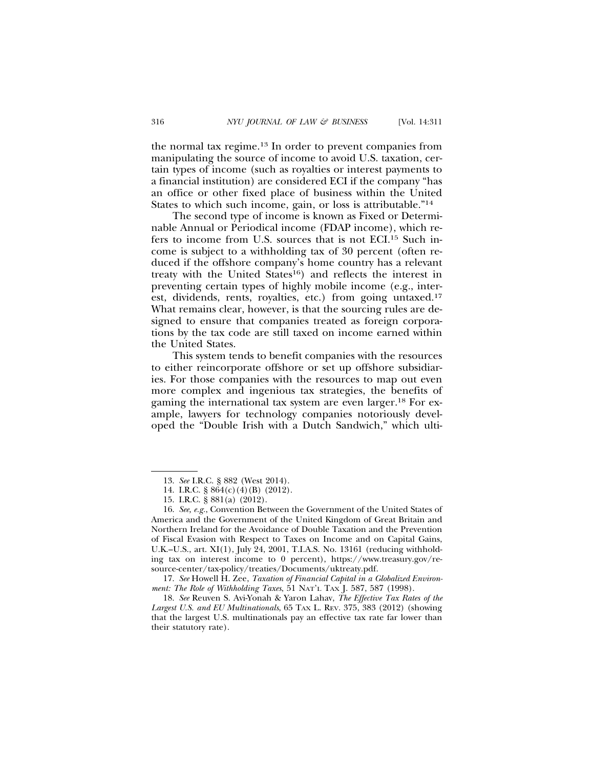the normal tax regime.[13] In order to prevent companies from manipulating the source of income to avoid U.S. taxation, certain types of income (such as royalties or interest payments to a financial institution) are considered ECI if the company "has an office or other fixed place of business within the United States to which such income, gain, or loss is attributable."[14]

The second type of income is known as Fixed or Determinable Annual or Periodical income (FDAP income), which refers to income from U.S. sources that is not ECI.[15] Such income is subject to a withholding tax of 30 percent (often reduced if the offshore company's home country has a relevant treaty with the United States[16]) and reflects the interest in preventing certain types of highly mobile income (e.g., interest, dividends, rents, royalties, etc.) from going untaxed.[17] What remains clear, however, is that the sourcing rules are designed to ensure that companies treated as foreign corporations by the tax code are still taxed on income earned within the United States.

This system tends to benefit companies with the resources to either reincorporate offshore or set up offshore subsidiaries. For those companies with the resources to map out even more complex and ingenious tax strategies, the benefits of gaming the international tax system are even larger.[18] For example, lawyers for technology companies notoriously developed the "Double Irish with a Dutch Sandwich," which ulti-

---

13. *See* I.R.C. § 882 (West 2014).

14. I.R.C. § 864(c)(4)(B) (2012).

15. I.R.C. § 881(a) (2012).

16. *See, e.g.*, Convention Between the Government of the United States of America and the Government of the United Kingdom of Great Britain and Northern Ireland for the Avoidance of Double Taxation and the Prevention of Fiscal Evasion with Respect to Taxes on Income and on Capital Gains, U.K.–U.S., art. XI(1), July 24, 2001, T.I.A.S. No. 13161 (reducing withholding tax on interest income to 0 percent), https://www.treasury.gov/resource-center/tax-policy/treaties/Documents/uktreaty.pdf.

17. *See* Howell H. Zee, *Taxation of Financial Capital in a Globalized Environment: The Role of Withholding Taxes*, 51 NAT'L TAX J. 587, 587 (1998).

18. *See* Reuven S. Avi-Yonah & Yaron Lahav, *The Effective Tax Rates of the Largest U.S. and EU Multinationals*, 65 TAX L. REV. 375, 383 (2012) (showing that the largest U.S. multinationals pay an effective tax rate far lower than their statutory rate).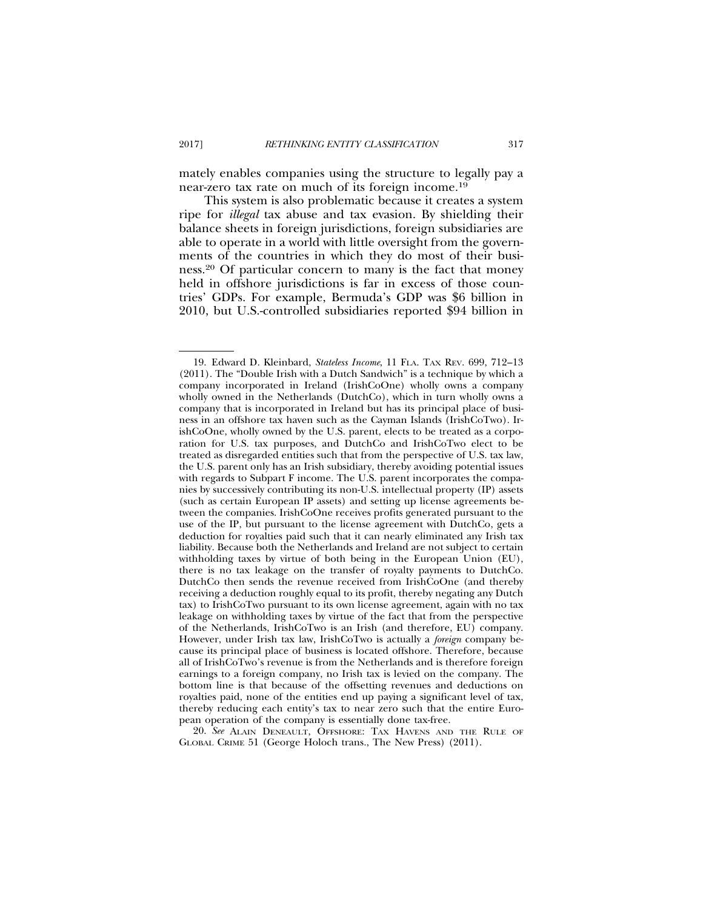mately enables companies using the structure to legally pay a near-zero tax rate on much of its foreign income.[19]

This system is also problematic because it creates a system ripe for *illegal* tax abuse and tax evasion. By shielding their balance sheets in foreign jurisdictions, foreign subsidiaries are able to operate in a world with little oversight from the governments of the countries in which they do most of their business.[20] Of particular concern to many is the fact that money held in offshore jurisdictions is far in excess of those countries' GDPs. For example, Bermuda's GDP was $6 billion in 2010, but U.S.-controlled subsidiaries reported $94 billion in

---

19. Edward D. Kleinbard, *Stateless Income*, 11 FLA. TAX REV. 699, 712–13 (2011). The "Double Irish with a Dutch Sandwich" is a technique by which a company incorporated in Ireland (IrishCoOne) wholly owns a company wholly owned in the Netherlands (DutchCo), which in turn wholly owns a company that is incorporated in Ireland but has its principal place of business in an offshore tax haven such as the Cayman Islands (IrishCoTwo). IrishCoOne, wholly owned by the U.S. parent, elects to be treated as a corporation for U.S. tax purposes, and DutchCo and IrishCoTwo elect to be treated as disregarded entities such that from the perspective of U.S. tax law, the U.S. parent only has an Irish subsidiary, thereby avoiding potential issues with regards to Subpart F income. The U.S. parent incorporates the companies by successively contributing its non-U.S. intellectual property (IP) assets (such as certain European IP assets) and setting up license agreements between the companies. IrishCoOne receives profits generated pursuant to the use of the IP, but pursuant to the license agreement with DutchCo, gets a deduction for royalties paid such that it can nearly eliminated any Irish tax liability. Because both the Netherlands and Ireland are not subject to certain withholding taxes by virtue of both being in the European Union (EU), there is no tax leakage on the transfer of royalty payments to DutchCo. DutchCo then sends the revenue received from IrishCoOne (and thereby receiving a deduction roughly equal to its profit, thereby negating any Dutch tax) to IrishCoTwo pursuant to its own license agreement, again with no tax leakage on withholding taxes by virtue of the fact that from the perspective of the Netherlands, IrishCoTwo is an Irish (and therefore, EU) company. However, under Irish tax law, IrishCoTwo is actually a *foreign* company because its principal place of business is located offshore. Therefore, because all of IrishCoTwo's revenue is from the Netherlands and is therefore foreign earnings to a foreign company, no Irish tax is levied on the company. The bottom line is that because of the offsetting revenues and deductions on royalties paid, none of the entities end up paying a significant level of tax, thereby reducing each entity's tax to near zero such that the entire European operation of the company is essentially done tax-free.

20. *See* ALAIN DENEAULT, OFFSHORE: TAX HAVENS AND THE RULE OF GLOBAL CRIME 51 (George Holoch trans., The New Press) (2011).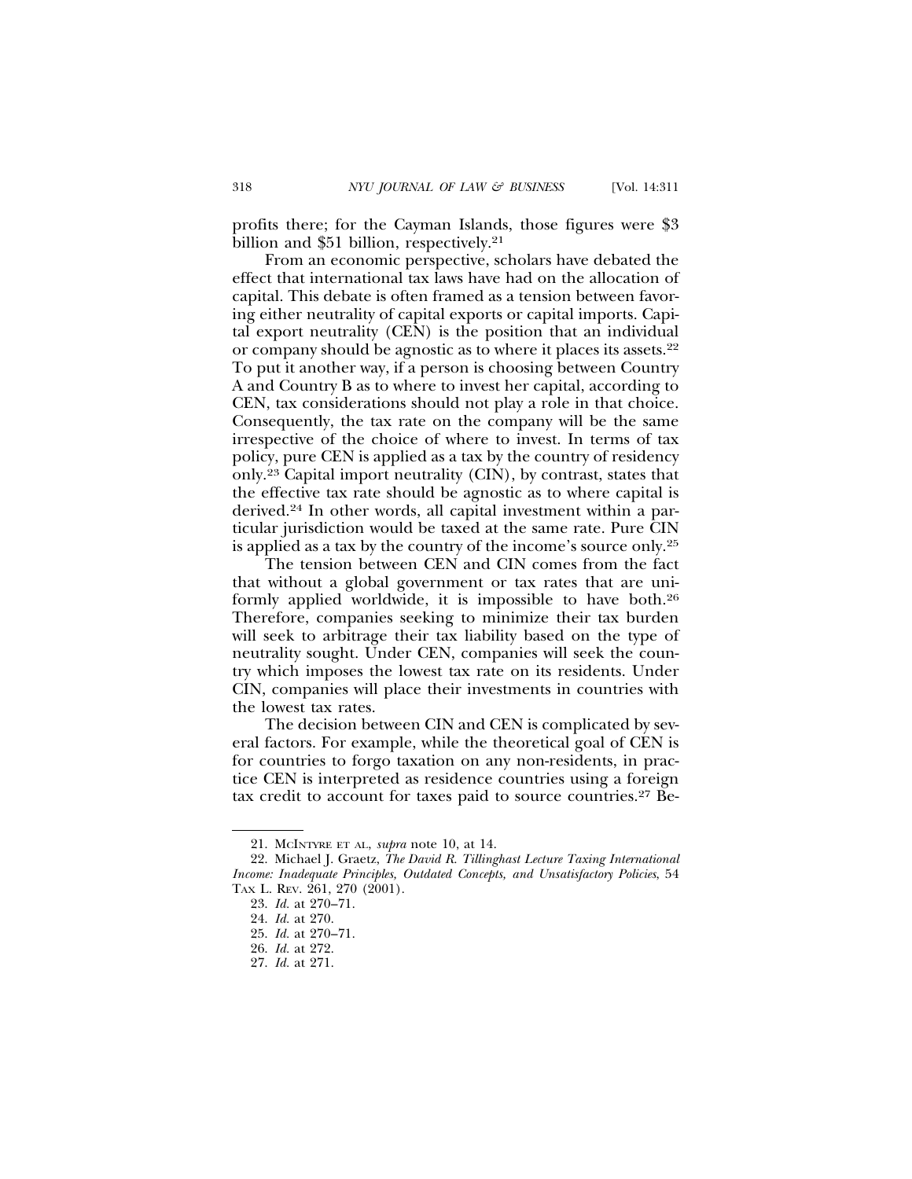profits there; for the Cayman Islands, those figures were $3 billion and $51 billion, respectively.[21]

From an economic perspective, scholars have debated the effect that international tax laws have had on the allocation of capital. This debate is often framed as a tension between favoring either neutrality of capital exports or capital imports. Capital export neutrality (CEN) is the position that an individual or company should be agnostic as to where it places its assets.[22] To put it another way, if a person is choosing between Country A and Country B as to where to invest her capital, according to CEN, tax considerations should not play a role in that choice. Consequently, the tax rate on the company will be the same irrespective of the choice of where to invest. In terms of tax policy, pure CEN is applied as a tax by the country of residency only.[23] Capital import neutrality (CIN), by contrast, states that the effective tax rate should be agnostic as to where capital is derived.[24] In other words, all capital investment within a particular jurisdiction would be taxed at the same rate. Pure CIN is applied as a tax by the country of the income's source only.[25]

The tension between CEN and CIN comes from the fact that without a global government or tax rates that are uniformly applied worldwide, it is impossible to have both.[26] Therefore, companies seeking to minimize their tax burden will seek to arbitrage their tax liability based on the type of neutrality sought. Under CEN, companies will seek the country which imposes the lowest tax rate on its residents. Under CIN, companies will place their investments in countries with the lowest tax rates.

The decision between CIN and CEN is complicated by several factors. For example, while the theoretical goal of CEN is for countries to forgo taxation on any non-residents, in practice CEN is interpreted as residence countries using a foreign tax credit to account for taxes paid to source countries.[27] Be-

---

21. MCINTYRE ET AL, *supra* note 10, at 14.

22. Michael J. Graetz, *The David R. Tillinghast Lecture Taxing International Income: Inadequate Principles, Outdated Concepts, and Unsatisfactory Policies*, 54 TAX L. REV. 261, 270 (2001).

23. *Id.* at 270–71.

24. *Id.* at 270.

25. *Id.* at 270–71.

26. *Id.* at 272.

27. *Id.* at 271.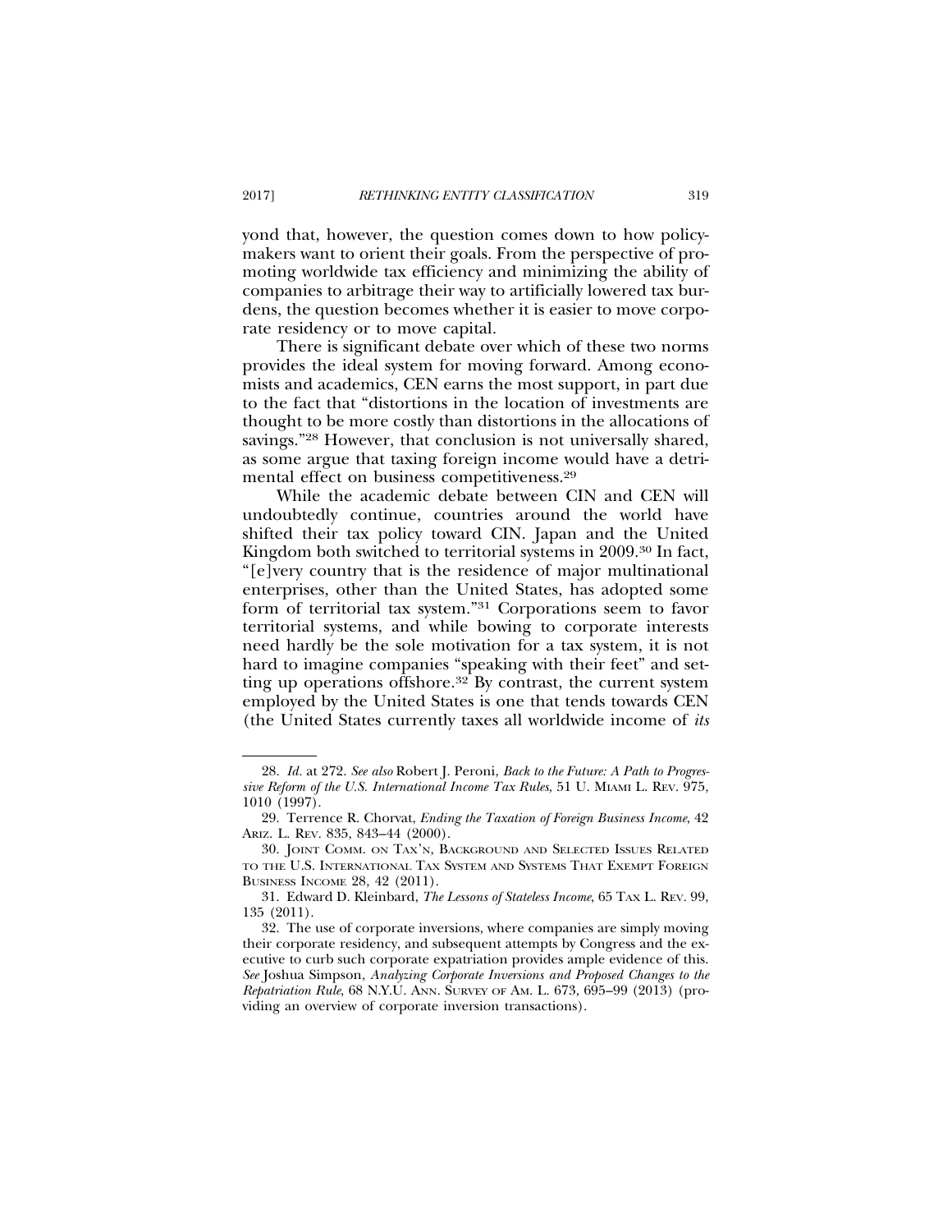yond that, however, the question comes down to how policymakers want to orient their goals. From the perspective of promoting worldwide tax efficiency and minimizing the ability of companies to arbitrage their way to artificially lowered tax burdens, the question becomes whether it is easier to move corporate residency or to move capital.

There is significant debate over which of these two norms provides the ideal system for moving forward. Among economists and academics, CEN earns the most support, in part due to the fact that "distortions in the location of investments are thought to be more costly than distortions in the allocations of savings."[28] However, that conclusion is not universally shared, as some argue that taxing foreign income would have a detrimental effect on business competitiveness.[29]

While the academic debate between CIN and CEN will undoubtedly continue, countries around the world have shifted their tax policy toward CIN. Japan and the United Kingdom both switched to territorial systems in 2009.[30] In fact, "[e]very country that is the residence of major multinational enterprises, other than the United States, has adopted some form of territorial tax system."[31] Corporations seem to favor territorial systems, and while bowing to corporate interests need hardly be the sole motivation for a tax system, it is not hard to imagine companies "speaking with their feet" and setting up operations offshore.[32] By contrast, the current system employed by the United States is one that tends towards CEN (the United States currently taxes all worldwide income of *its*

---

28. *Id.* at 272. *See also* Robert J. Peroni, *Back to the Future: A Path to Progressive Reform of the U.S. International Income Tax Rules*, 51 U. MIAMI L. REV. 975, 1010 (1997).

29. Terrence R. Chorvat, *Ending the Taxation of Foreign Business Income*, 42 ARIZ. L. REV. 835, 843–44 (2000).

30. JOINT COMM. ON TAX'N, BACKGROUND AND SELECTED ISSUES RELATED TO THE U.S. INTERNATIONAL TAX SYSTEM AND SYSTEMS THAT EXEMPT FOREIGN BUSINESS INCOME 28, 42 (2011).

31. Edward D. Kleinbard, *The Lessons of Stateless Income*, 65 TAX L. REV. 99, 135 (2011).

32. The use of corporate inversions, where companies are simply moving their corporate residency, and subsequent attempts by Congress and the executive to curb such corporate expatriation provides ample evidence of this. *See* Joshua Simpson, *Analyzing Corporate Inversions and Proposed Changes to the Repatriation Rule*, 68 N.Y.U. ANN. SURVEY OF AM. L. 673, 695–99 (2013) (providing an overview of corporate inversion transactions).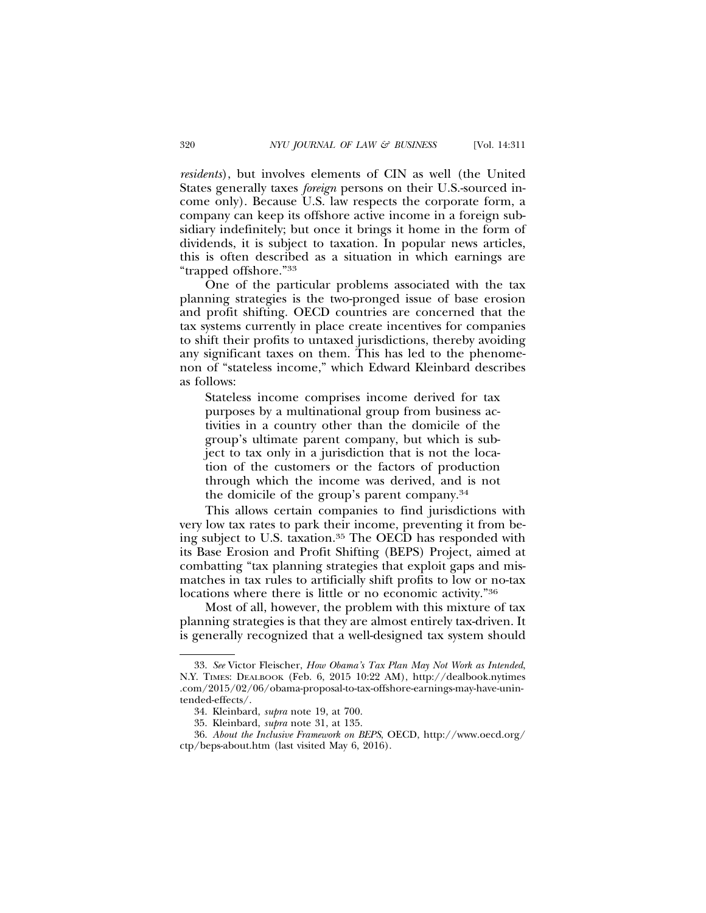*residents*), but involves elements of CIN as well (the United States generally taxes *foreign* persons on their U.S.-sourced income only). Because U.S. law respects the corporate form, a company can keep its offshore active income in a foreign subsidiary indefinitely; but once it brings it home in the form of dividends, it is subject to taxation. In popular news articles, this is often described as a situation in which earnings are "trapped offshore."[33]

One of the particular problems associated with the tax planning strategies is the two-pronged issue of base erosion and profit shifting. OECD countries are concerned that the tax systems currently in place create incentives for companies to shift their profits to untaxed jurisdictions, thereby avoiding any significant taxes on them. This has led to the phenomenon of "stateless income," which Edward Kleinbard describes as follows:

> Stateless income comprises income derived for tax purposes by a multinational group from business activities in a country other than the domicile of the group's ultimate parent company, but which is subject to tax only in a jurisdiction that is not the location of the customers or the factors of production through which the income was derived, and is not the domicile of the group's parent company.[34]

This allows certain companies to find jurisdictions with very low tax rates to park their income, preventing it from being subject to U.S. taxation.[35] The OECD has responded with its Base Erosion and Profit Shifting (BEPS) Project, aimed at combatting "tax planning strategies that exploit gaps and mismatches in tax rules to artificially shift profits to low or no-tax locations where there is little or no economic activity."[36]

Most of all, however, the problem with this mixture of tax planning strategies is that they are almost entirely tax-driven. It is generally recognized that a well-designed tax system should

---

33. *See* Victor Fleischer, *How Obama's Tax Plan May Not Work as Intended*, N.Y. TIMES: DEALBOOK (Feb. 6, 2015 10:22 AM), http://dealbook.nytimes.com/2015/02/06/obama-proposal-to-tax-offshore-earnings-may-have-unintended-effects/.

34. Kleinbard, *supra* note 19, at 700.

35. Kleinbard, *supra* note 31, at 135.

36. *About the Inclusive Framework on BEPS*, OECD, http://www.oecd.org/ctp/beps-about.htm (last visited May 6, 2016).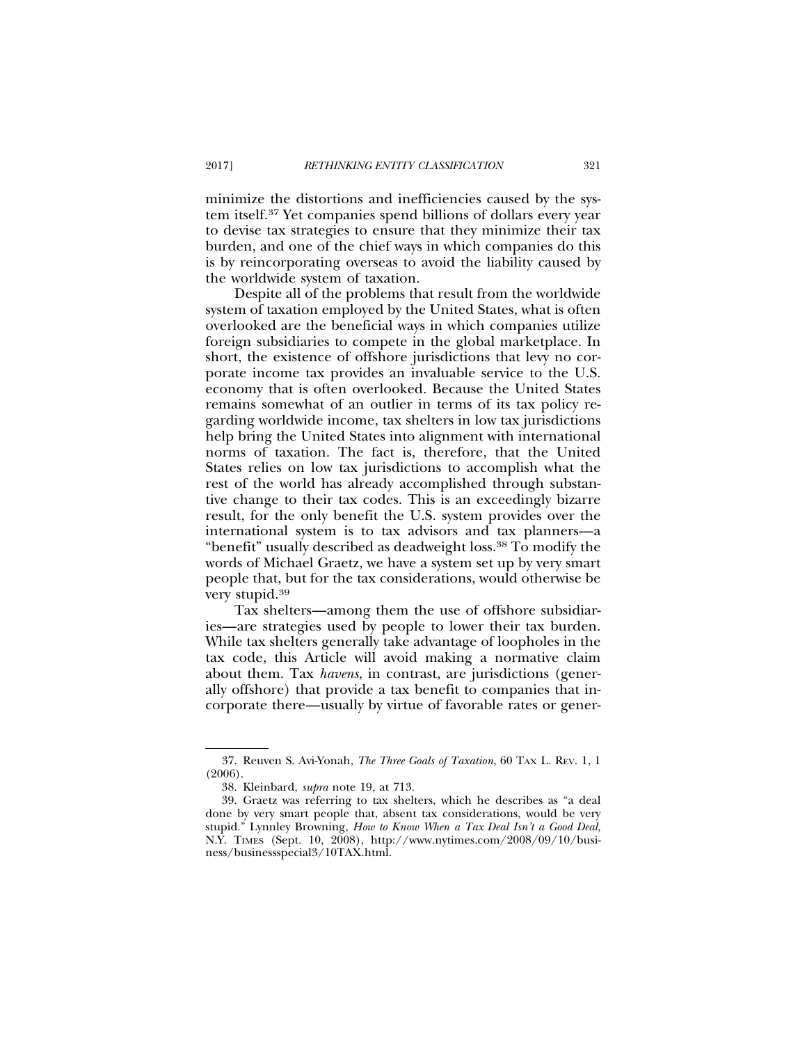minimize the distortions and inefficiencies caused by the system itself.[37] Yet companies spend billions of dollars every year to devise tax strategies to ensure that they minimize their tax burden, and one of the chief ways in which companies do this is by reincorporating overseas to avoid the liability caused by the worldwide system of taxation.

Despite all of the problems that result from the worldwide system of taxation employed by the United States, what is often overlooked are the beneficial ways in which companies utilize foreign subsidiaries to compete in the global marketplace. In short, the existence of offshore jurisdictions that levy no corporate income tax provides an invaluable service to the U.S. economy that is often overlooked. Because the United States remains somewhat of an outlier in terms of its tax policy regarding worldwide income, tax shelters in low tax jurisdictions help bring the United States into alignment with international norms of taxation. The fact is, therefore, that the United States relies on low tax jurisdictions to accomplish what the rest of the world has already accomplished through substantive change to their tax codes. This is an exceedingly bizarre result, for the only benefit the U.S. system provides over the international system is to tax advisors and tax planners—a "benefit" usually described as deadweight loss.[38] To modify the words of Michael Graetz, we have a system set up by very smart people that, but for the tax considerations, would otherwise be very stupid.[39]

Tax shelters—among them the use of offshore subsidiaries—are strategies used by people to lower their tax burden. While tax shelters generally take advantage of loopholes in the tax code, this Article will avoid making a normative claim about them. Tax *havens*, in contrast, are jurisdictions (generally offshore) that provide a tax benefit to companies that incorporate there—usually by virtue of favorable rates or gener-

---

37. Reuven S. Avi-Yonah, *The Three Goals of Taxation*, 60 TAX L. REV. 1, 1 (2006).

38. Kleinbard, *supra* note 19, at 713.

39. Graetz was referring to tax shelters, which he describes as "a deal done by very smart people that, absent tax considerations, would be very stupid." Lynnley Browning, *How to Know When a Tax Deal Isn't a Good Deal*, N.Y. TIMES (Sept. 10, 2008), http://www.nytimes.com/2008/09/10/business/businessspecial3/10TAX.html.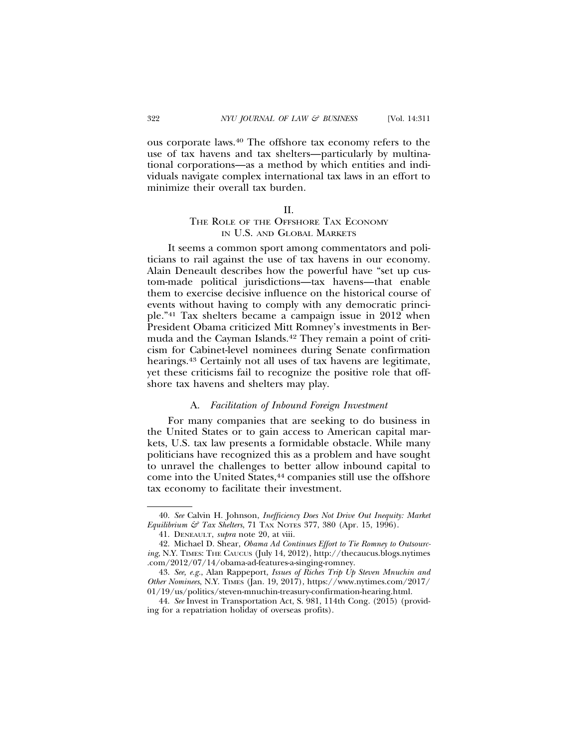ous corporate laws.[40] The offshore tax economy refers to the use of tax havens and tax shelters—particularly by multinational corporations—as a method by which entities and individuals navigate complex international tax laws in an effort to minimize their overall tax burden.

## II.
## THE ROLE OF THE OFFSHORE TAX ECONOMY IN U.S. AND GLOBAL MARKETS

It seems a common sport among commentators and politicians to rail against the use of tax havens in our economy. Alain Deneault describes how the powerful have "set up custom-made political jurisdictions—tax havens—that enable them to exercise decisive influence on the historical course of events without having to comply with any democratic principle."[41] Tax shelters became a campaign issue in 2012 when President Obama criticized Mitt Romney's investments in Bermuda and the Cayman Islands.[42] They remain a point of criticism for Cabinet-level nominees during Senate confirmation hearings.[43] Certainly not all uses of tax havens are legitimate, yet these criticisms fail to recognize the positive role that offshore tax havens and shelters may play.

### A. *Facilitation of Inbound Foreign Investment*

For many companies that are seeking to do business in the United States or to gain access to American capital markets, U.S. tax law presents a formidable obstacle. While many politicians have recognized this as a problem and have sought to unravel the challenges to better allow inbound capital to come into the United States,[44] companies still use the offshore tax economy to facilitate their investment.

---

40. *See* Calvin H. Johnson, *Inefficiency Does Not Drive Out Inequity: Market Equilibrium & Tax Shelters*, 71 TAX NOTES 377, 380 (Apr. 15, 1996).

41. DENEAULT, *supra* note 20, at viii.

42. Michael D. Shear, *Obama Ad Continues Effort to Tie Romney to Outsourcing*, N.Y. TIMES: THE CAUCUS (July 14, 2012), http://thecaucus.blogs.nytimes.com/2012/07/14/obama-ad-features-a-singing-romney.

43. *See, e.g.*, Alan Rappeport, *Issues of Riches Trip Up Steven Mnuchin and Other Nominees*, N.Y. TIMES (Jan. 19, 2017), https://www.nytimes.com/2017/01/19/us/politics/steven-mnuchin-treasury-confirmation-hearing.html.

44. *See* Invest in Transportation Act, S. 981, 114th Cong. (2015) (providing for a repatriation holiday of overseas profits).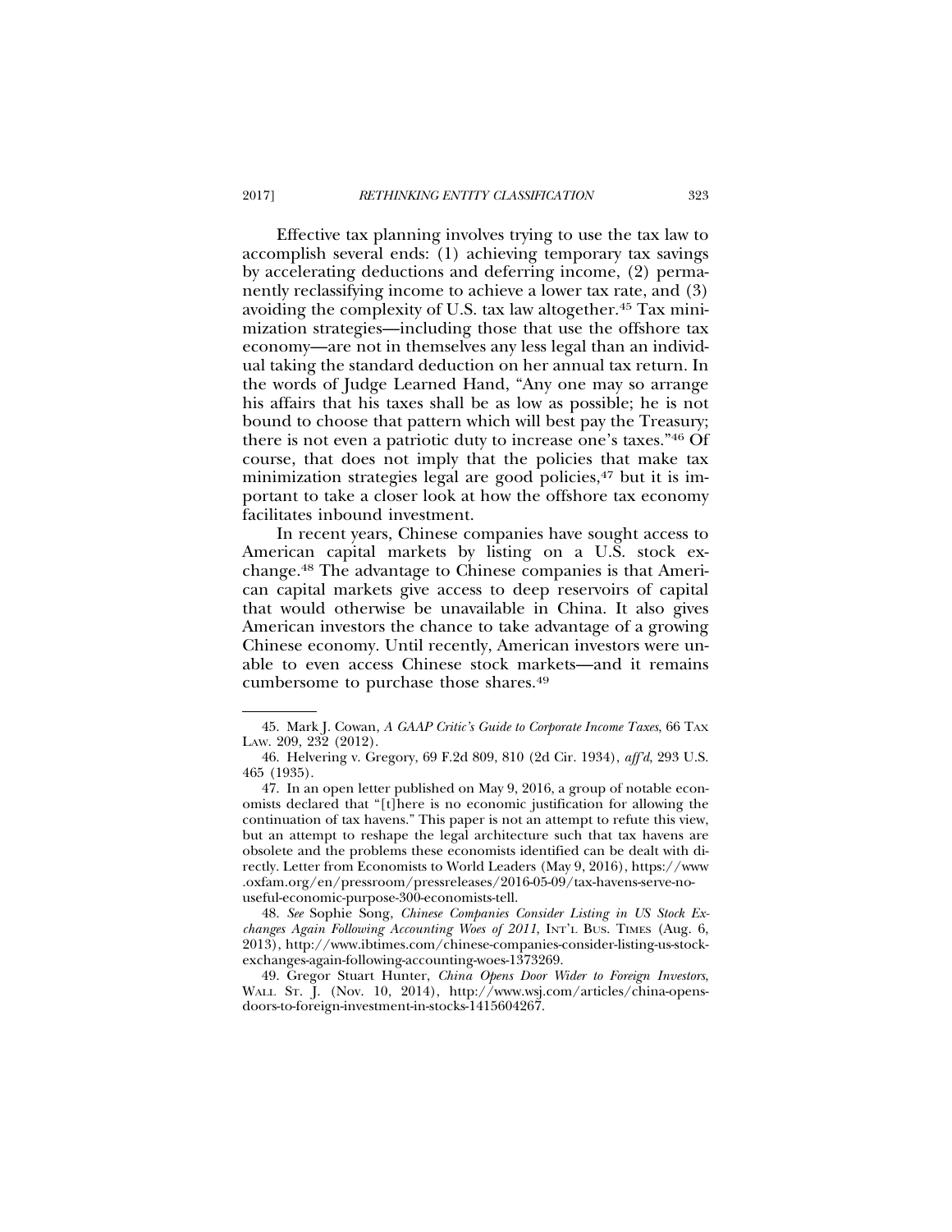Effective tax planning involves trying to use the tax law to accomplish several ends: (1) achieving temporary tax savings by accelerating deductions and deferring income, (2) permanently reclassifying income to achieve a lower tax rate, and (3) avoiding the complexity of U.S. tax law altogether.[45] Tax minimization strategies—including those that use the offshore tax economy—are not in themselves any less legal than an individual taking the standard deduction on her annual tax return. In the words of Judge Learned Hand, "Any one may so arrange his affairs that his taxes shall be as low as possible; he is not bound to choose that pattern which will best pay the Treasury; there is not even a patriotic duty to increase one's taxes."[46] Of course, that does not imply that the policies that make tax minimization strategies legal are good policies,[47] but it is important to take a closer look at how the offshore tax economy facilitates inbound investment.

In recent years, Chinese companies have sought access to American capital markets by listing on a U.S. stock exchange.[48] The advantage to Chinese companies is that American capital markets give access to deep reservoirs of capital that would otherwise be unavailable in China. It also gives American investors the chance to take advantage of a growing Chinese economy. Until recently, American investors were unable to even access Chinese stock markets—and it remains cumbersome to purchase those shares.[49]

---

45. Mark J. Cowan, *A GAAP Critic's Guide to Corporate Income Taxes*, 66 TAX LAW. 209, 232 (2012).

46. Helvering v. Gregory, 69 F.2d 809, 810 (2d Cir. 1934), *aff'd*, 293 U.S. 465 (1935).

47. In an open letter published on May 9, 2016, a group of notable economists declared that "[t]here is no economic justification for allowing the continuation of tax havens." This paper is not an attempt to refute this view, but an attempt to reshape the legal architecture such that tax havens are obsolete and the problems these economists identified can be dealt with directly. Letter from Economists to World Leaders (May 9, 2016), https://www.oxfam.org/en/pressroom/pressreleases/2016-05-09/tax-havens-serve-no-useful-economic-purpose-300-economists-tell.

48. *See* Sophie Song, *Chinese Companies Consider Listing in US Stock Exchanges Again Following Accounting Woes of 2011*, INT'L BUS. TIMES (Aug. 6, 2013), http://www.ibtimes.com/chinese-companies-consider-listing-us-stock-exchanges-again-following-accounting-woes-1373269.

49. Gregor Stuart Hunter, *China Opens Door Wider to Foreign Investors*, WALL ST. J. (Nov. 10, 2014), http://www.wsj.com/articles/china-opens-doors-to-foreign-investment-in-stocks-1415604267.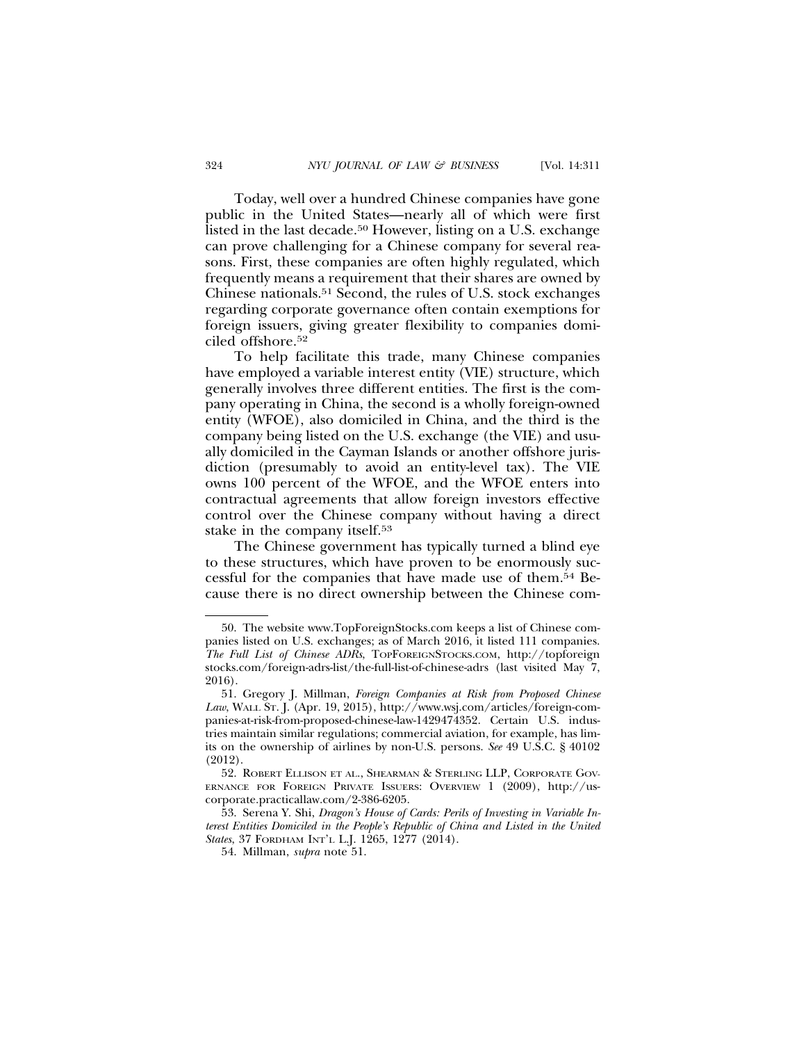Today, well over a hundred Chinese companies have gone public in the United States—nearly all of which were first listed in the last decade.[50] However, listing on a U.S. exchange can prove challenging for a Chinese company for several reasons. First, these companies are often highly regulated, which frequently means a requirement that their shares are owned by Chinese nationals.[51] Second, the rules of U.S. stock exchanges regarding corporate governance often contain exemptions for foreign issuers, giving greater flexibility to companies domiciled offshore.[52]

To help facilitate this trade, many Chinese companies have employed a variable interest entity (VIE) structure, which generally involves three different entities. The first is the company operating in China, the second is a wholly foreign-owned entity (WFOE), also domiciled in China, and the third is the company being listed on the U.S. exchange (the VIE) and usually domiciled in the Cayman Islands or another offshore jurisdiction (presumably to avoid an entity-level tax). The VIE owns 100 percent of the WFOE, and the WFOE enters into contractual agreements that allow foreign investors effective control over the Chinese company without having a direct stake in the company itself.[53]

The Chinese government has typically turned a blind eye to these structures, which have proven to be enormously successful for the companies that have made use of them.[54] Because there is no direct ownership between the Chinese com-

---

50. The website www.TopForeignStocks.com keeps a list of Chinese companies listed on U.S. exchanges; as of March 2016, it listed 111 companies. *The Full List of Chinese ADRs*, TopForeignStocks.com, http://topforeignstocks.com/foreign-adrs-list/the-full-list-of-chinese-adrs (last visited May 7, 2016).

51. Gregory J. Millman, *Foreign Companies at Risk from Proposed Chinese Law*, Wall St. J. (Apr. 19, 2015), http://www.wsj.com/articles/foreign-companies-at-risk-from-proposed-chinese-law-1429474352. Certain U.S. industries maintain similar regulations; commercial aviation, for example, has limits on the ownership of airlines by non-U.S. persons. *See* 49 U.S.C. § 40102 (2012).

52. Robert Ellison et al., Shearman & Sterling LLP, Corporate Governance for Foreign Private Issuers: Overview 1 (2009), http://us-corporate.practicallaw.com/2-386-6205.

53. Serena Y. Shi, *Dragon's House of Cards: Perils of Investing in Variable Interest Entities Domiciled in the People's Republic of China and Listed in the United States*, 37 Fordham Int'l L.J. 1265, 1277 (2014).

54. Millman, *supra* note 51.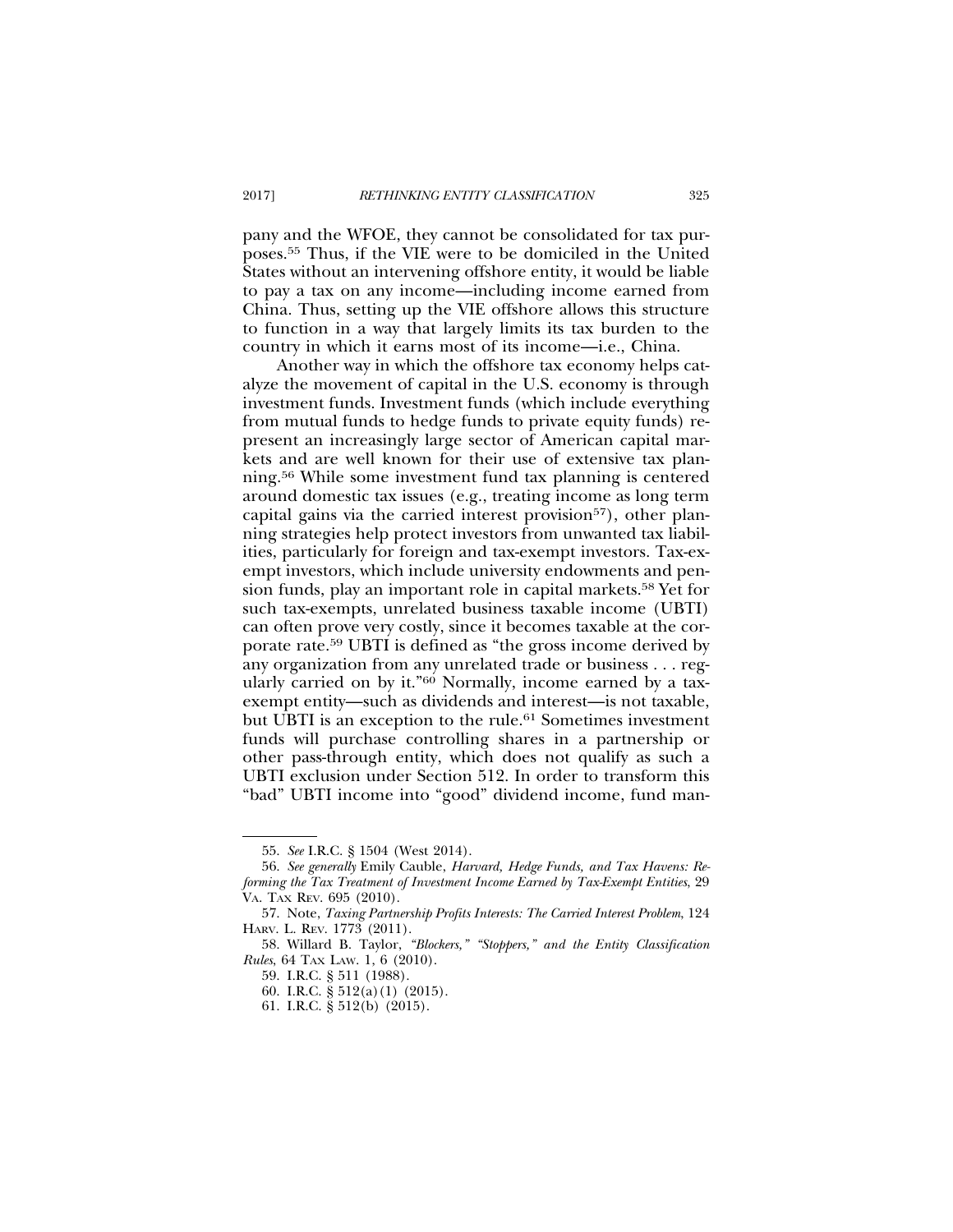pany and the WFOE, they cannot be consolidated for tax purposes.[55] Thus, if the VIE were to be domiciled in the United States without an intervening offshore entity, it would be liable to pay a tax on any income—including income earned from China. Thus, setting up the VIE offshore allows this structure to function in a way that largely limits its tax burden to the country in which it earns most of its income—i.e., China.

Another way in which the offshore tax economy helps catalyze the movement of capital in the U.S. economy is through investment funds. Investment funds (which include everything from mutual funds to hedge funds to private equity funds) represent an increasingly large sector of American capital markets and are well known for their use of extensive tax planning.[56] While some investment fund tax planning is centered around domestic tax issues (e.g., treating income as long term capital gains via the carried interest provision[57]), other planning strategies help protect investors from unwanted tax liabilities, particularly for foreign and tax-exempt investors. Tax-exempt investors, which include university endowments and pension funds, play an important role in capital markets.[58] Yet for such tax-exempts, unrelated business taxable income (UBTI) can often prove very costly, since it becomes taxable at the corporate rate.[59] UBTI is defined as "the gross income derived by any organization from any unrelated trade or business . . . regularly carried on by it."[60] Normally, income earned by a tax-exempt entity—such as dividends and interest—is not taxable, but UBTI is an exception to the rule.[61] Sometimes investment funds will purchase controlling shares in a partnership or other pass-through entity, which does not qualify as such a UBTI exclusion under Section 512. In order to transform this "bad" UBTI income into "good" dividend income, fund man-

---

55. *See* I.R.C. § 1504 (West 2014).

56. *See generally* Emily Cauble, *Harvard, Hedge Funds, and Tax Havens: Reforming the Tax Treatment of Investment Income Earned by Tax-Exempt Entities*, 29 VA. TAX REV. 695 (2010).

57. Note, *Taxing Partnership Profits Interests: The Carried Interest Problem*, 124 HARV. L. REV. 1773 (2011).

58. Willard B. Taylor, *"Blockers," "Stoppers," and the Entity Classification Rules*, 64 TAX LAW. 1, 6 (2010).

59. I.R.C. § 511 (1988).

60. I.R.C. § 512(a)(1) (2015).

61. I.R.C. § 512(b) (2015).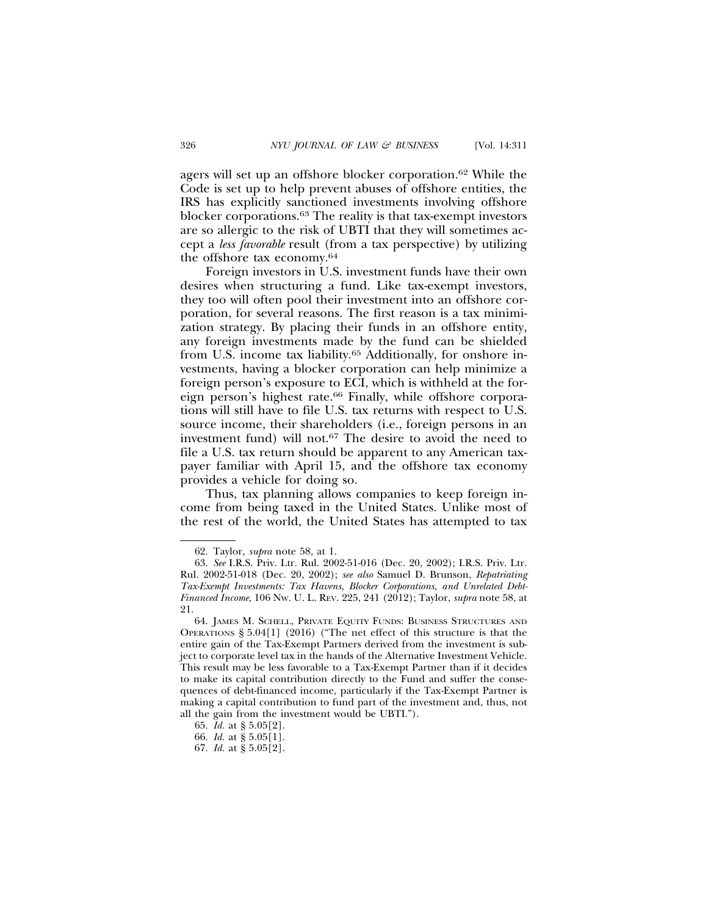agers will set up an offshore blocker corporation.[62] While the Code is set up to help prevent abuses of offshore entities, the IRS has explicitly sanctioned investments involving offshore blocker corporations.[63] The reality is that tax-exempt investors are so allergic to the risk of UBTI that they will sometimes accept a *less favorable* result (from a tax perspective) by utilizing the offshore tax economy.[64]

Foreign investors in U.S. investment funds have their own desires when structuring a fund. Like tax-exempt investors, they too will often pool their investment into an offshore corporation, for several reasons. The first reason is a tax minimization strategy. By placing their funds in an offshore entity, any foreign investments made by the fund can be shielded from U.S. income tax liability.[65] Additionally, for onshore investments, having a blocker corporation can help minimize a foreign person's exposure to ECI, which is withheld at the foreign person's highest rate.[66] Finally, while offshore corporations will still have to file U.S. tax returns with respect to U.S. source income, their shareholders (i.e., foreign persons in an investment fund) will not.[67] The desire to avoid the need to file a U.S. tax return should be apparent to any American taxpayer familiar with April 15, and the offshore tax economy provides a vehicle for doing so.

Thus, tax planning allows companies to keep foreign income from being taxed in the United States. Unlike most of the rest of the world, the United States has attempted to tax

---

62. Taylor, *supra* note 58, at 1.

63. *See* I.R.S. Priv. Ltr. Rul. 2002-51-016 (Dec. 20, 2002); I.R.S. Priv. Ltr. Rul. 2002-51-018 (Dec. 20, 2002); *see also* Samuel D. Brunson, *Repatriating Tax-Exempt Investments: Tax Havens, Blocker Corporations, and Unrelated Debt-Financed Income*, 106 Nw. U. L. Rev. 225, 241 (2012); Taylor, *supra* note 58, at 21.

64. James M. Schell, Private Equity Funds: Business Structures and Operations § 5.04[1] (2016) ("The net effect of this structure is that the entire gain of the Tax-Exempt Partners derived from the investment is subject to corporate level tax in the hands of the Alternative Investment Vehicle. This result may be less favorable to a Tax-Exempt Partner than if it decides to make its capital contribution directly to the Fund and suffer the consequences of debt-financed income, particularly if the Tax-Exempt Partner is making a capital contribution to fund part of the investment and, thus, not all the gain from the investment would be UBTI.").

65. *Id.* at § 5.05[2].

66. *Id.* at § 5.05[1].

67. *Id.* at § 5.05[2].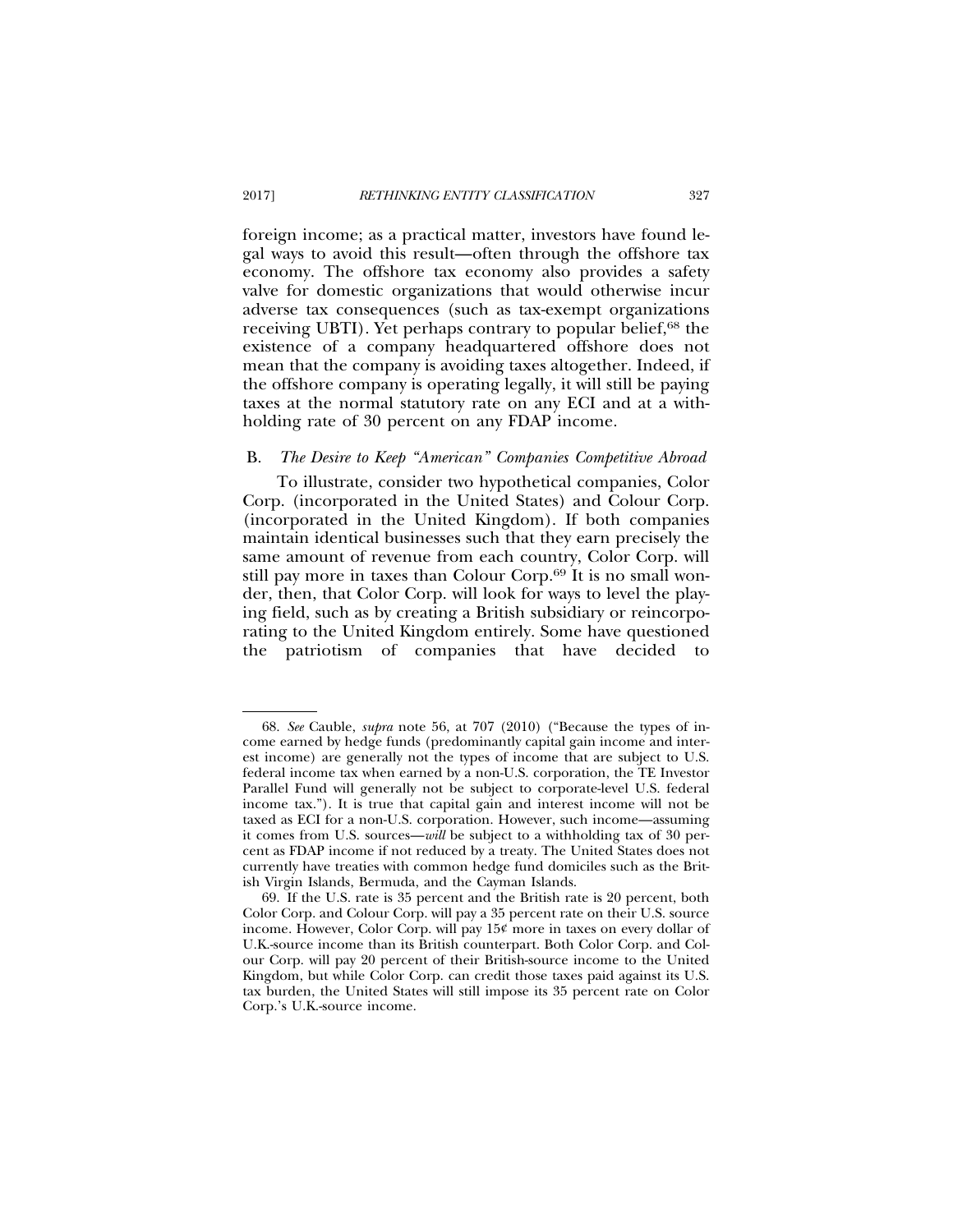foreign income; as a practical matter, investors have found legal ways to avoid this result—often through the offshore tax economy. The offshore tax economy also provides a safety valve for domestic organizations that would otherwise incur adverse tax consequences (such as tax-exempt organizations receiving UBTI). Yet perhaps contrary to popular belief,[68] the existence of a company headquartered offshore does not mean that the company is avoiding taxes altogether. Indeed, if the offshore company is operating legally, it will still be paying taxes at the normal statutory rate on any ECI and at a withholding rate of 30 percent on any FDAP income.

### B. *The Desire to Keep "American" Companies Competitive Abroad*

To illustrate, consider two hypothetical companies, Color Corp. (incorporated in the United States) and Colour Corp. (incorporated in the United Kingdom). If both companies maintain identical businesses such that they earn precisely the same amount of revenue from each country, Color Corp. will still pay more in taxes than Colour Corp.[69] It is no small wonder, then, that Color Corp. will look for ways to level the playing field, such as by creating a British subsidiary or reincorporating to the United Kingdom entirely. Some have questioned the patriotism of companies that have decided to

---

68. *See* Cauble, *supra* note 56, at 707 (2010) ("Because the types of income earned by hedge funds (predominantly capital gain income and interest income) are generally not the types of income that are subject to U.S. federal income tax when earned by a non-U.S. corporation, the TE Investor Parallel Fund will generally not be subject to corporate-level U.S. federal income tax."). It is true that capital gain and interest income will not be taxed as ECI for a non-U.S. corporation. However, such income—assuming it comes from U.S. sources—*will* be subject to a withholding tax of 30 percent as FDAP income if not reduced by a treaty. The United States does not currently have treaties with common hedge fund domiciles such as the British Virgin Islands, Bermuda, and the Cayman Islands.

69. If the U.S. rate is 35 percent and the British rate is 20 percent, both Color Corp. and Colour Corp. will pay a 35 percent rate on their U.S. source income. However, Color Corp. will pay 15¢ more in taxes on every dollar of U.K.-source income than its British counterpart. Both Color Corp. and Colour Corp. will pay 20 percent of their British-source income to the United Kingdom, but while Color Corp. can credit those taxes paid against its U.S. tax burden, the United States will still impose its 35 percent rate on Color Corp.'s U.K.-source income.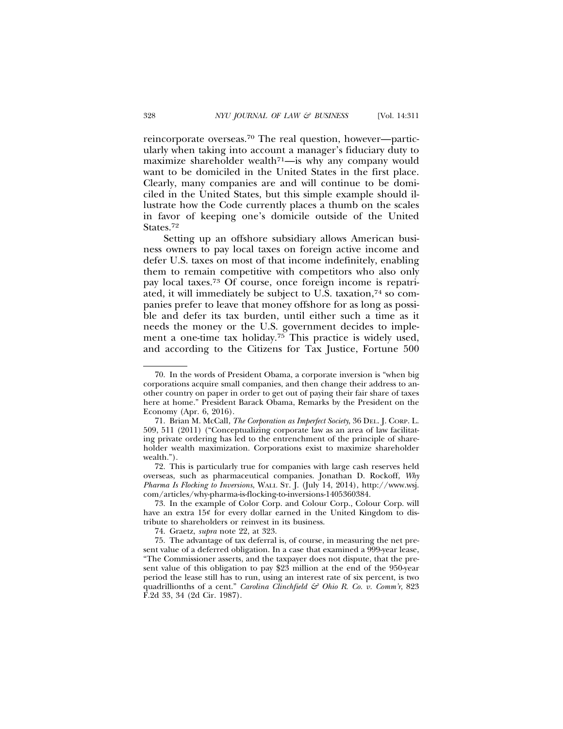reincorporate overseas.[70] The real question, however—particularly when taking into account a manager's fiduciary duty to maximize shareholder wealth[71]—is why any company would want to be domiciled in the United States in the first place. Clearly, many companies are and will continue to be domiciled in the United States, but this simple example should illustrate how the Code currently places a thumb on the scales in favor of keeping one's domicile outside of the United States.[72]

Setting up an offshore subsidiary allows American business owners to pay local taxes on foreign active income and defer U.S. taxes on most of that income indefinitely, enabling them to remain competitive with competitors who also only pay local taxes.[73] Of course, once foreign income is repatriated, it will immediately be subject to U.S. taxation,[74] so companies prefer to leave that money offshore for as long as possible and defer its tax burden, until either such a time as it needs the money or the U.S. government decides to implement a one-time tax holiday.[75] This practice is widely used, and according to the Citizens for Tax Justice, Fortune 500

---

70. In the words of President Obama, a corporate inversion is "when big corporations acquire small companies, and then change their address to another country on paper in order to get out of paying their fair share of taxes here at home." President Barack Obama, Remarks by the President on the Economy (Apr. 6, 2016).

71. Brian M. McCall, *The Corporation as Imperfect Society*, 36 DEL. J. CORP. L. 509, 511 (2011) ("Conceptualizing corporate law as an area of law facilitating private ordering has led to the entrenchment of the principle of shareholder wealth maximization. Corporations exist to maximize shareholder wealth.").

72. This is particularly true for companies with large cash reserves held overseas, such as pharmaceutical companies. Jonathan D. Rockoff, *Why Pharma Is Flocking to Inversions*, WALL ST. J. (July 14, 2014), http://www.wsj.com/articles/why-pharma-is-flocking-to-inversions-1405360384.

73. In the example of Color Corp. and Colour Corp., Colour Corp. will have an extra 15¢ for every dollar earned in the United Kingdom to distribute to shareholders or reinvest in its business.

74. Graetz, *supra* note 22, at 323.

75. The advantage of tax deferral is, of course, in measuring the net present value of a deferred obligation. In a case that examined a 999-year lease, "The Commissioner asserts, and the taxpayer does not dispute, that the present value of this obligation to pay $23 million at the end of the 950-year period the lease still has to run, using an interest rate of six percent, is two quadrillionths of a cent." *Carolina Clinchfield & Ohio R. Co. v. Comm'r*, 823 F.2d 33, 34 (2d Cir. 1987).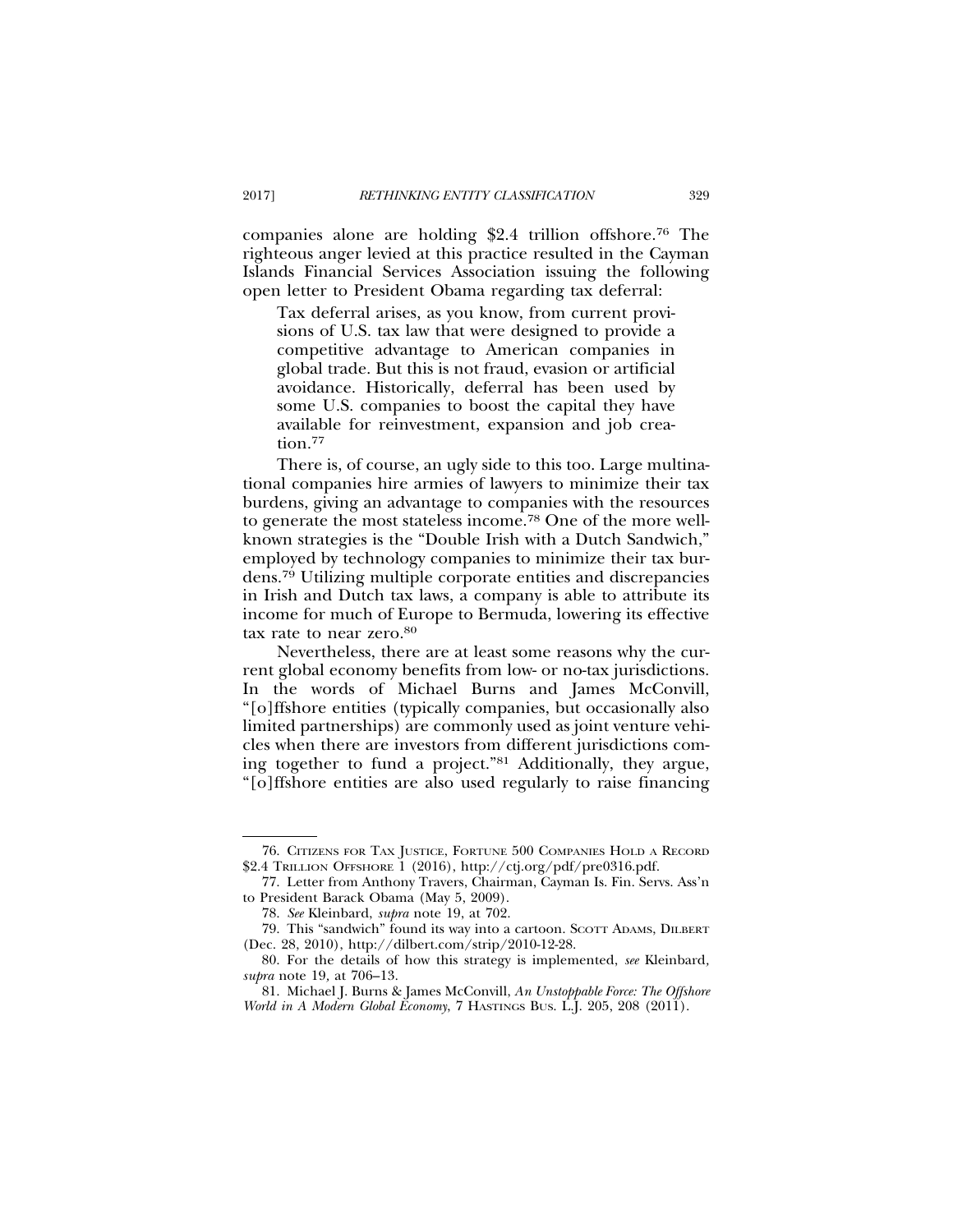companies alone are holding $2.4 trillion offshore.[76] The righteous anger levied at this practice resulted in the Cayman Islands Financial Services Association issuing the following open letter to President Obama regarding tax deferral:

> Tax deferral arises, as you know, from current provisions of U.S. tax law that were designed to provide a competitive advantage to American companies in global trade. But this is not fraud, evasion or artificial avoidance. Historically, deferral has been used by some U.S. companies to boost the capital they have available for reinvestment, expansion and job creation.[77]

There is, of course, an ugly side to this too. Large multinational companies hire armies of lawyers to minimize their tax burdens, giving an advantage to companies with the resources to generate the most stateless income.[78] One of the more well-known strategies is the "Double Irish with a Dutch Sandwich," employed by technology companies to minimize their tax burdens.[79] Utilizing multiple corporate entities and discrepancies in Irish and Dutch tax laws, a company is able to attribute its income for much of Europe to Bermuda, lowering its effective tax rate to near zero.[80]

Nevertheless, there are at least some reasons why the current global economy benefits from low- or no-tax jurisdictions. In the words of Michael Burns and James McConvill, "[o]ffshore entities (typically companies, but occasionally also limited partnerships) are commonly used as joint venture vehicles when there are investors from different jurisdictions coming together to fund a project."[81] Additionally, they argue, "[o]ffshore entities are also used regularly to raise financing

---

76. CITIZENS FOR TAX JUSTICE, FORTUNE 500 COMPANIES HOLD A RECORD $2.4 TRILLION OFFSHORE 1 (2016), http://ctj.org/pdf/pre0316.pdf.

77. Letter from Anthony Travers, Chairman, Cayman Is. Fin. Servs. Ass'n to President Barack Obama (May 5, 2009).

78. *See* Kleinbard, *supra* note 19, at 702.

79. This "sandwich" found its way into a cartoon. SCOTT ADAMS, DILBERT (Dec. 28, 2010), http://dilbert.com/strip/2010-12-28.

80. For the details of how this strategy is implemented, *see* Kleinbard, *supra* note 19, at 706–13.

81. Michael J. Burns & James McConvill, *An Unstoppable Force: The Offshore World in A Modern Global Economy*, 7 HASTINGS BUS. L.J. 205, 208 (2011).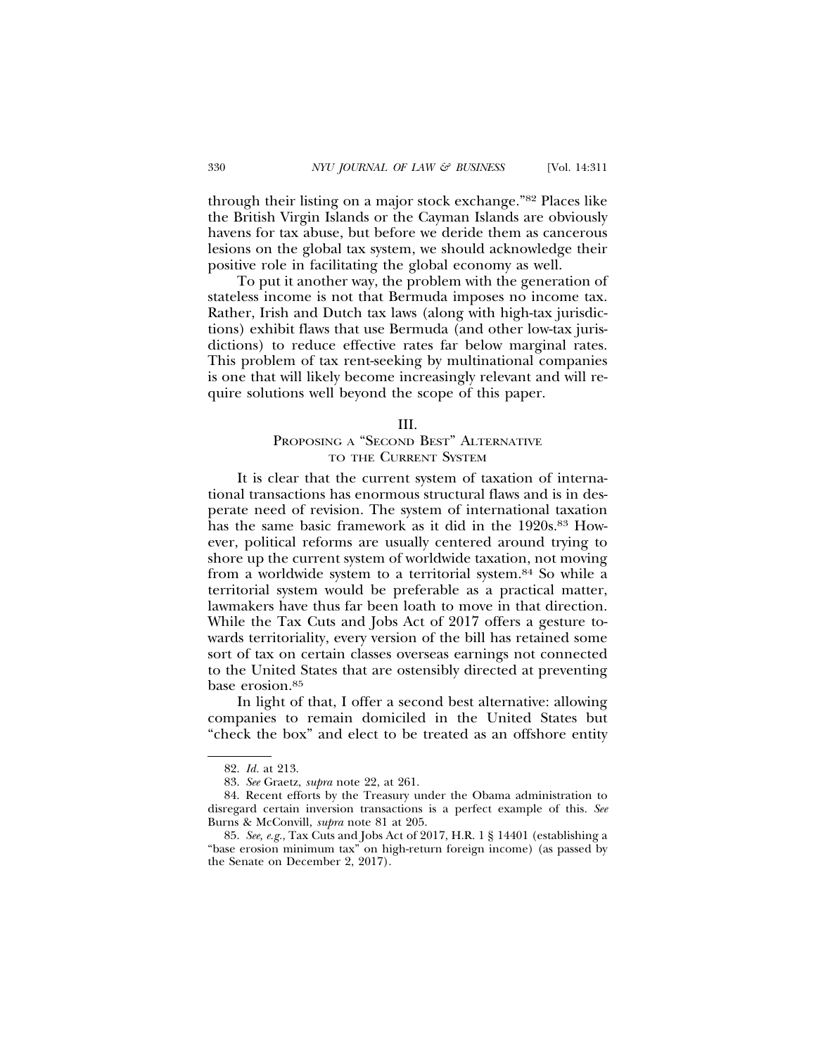through their listing on a major stock exchange."[82] Places like the British Virgin Islands or the Cayman Islands are obviously havens for tax abuse, but before we deride them as cancerous lesions on the global tax system, we should acknowledge their positive role in facilitating the global economy as well.

To put it another way, the problem with the generation of stateless income is not that Bermuda imposes no income tax. Rather, Irish and Dutch tax laws (along with high-tax jurisdictions) exhibit flaws that use Bermuda (and other low-tax jurisdictions) to reduce effective rates far below marginal rates. This problem of tax rent-seeking by multinational companies is one that will likely become increasingly relevant and will require solutions well beyond the scope of this paper.

## III. PROPOSING A "SECOND BEST" ALTERNATIVE TO THE CURRENT SYSTEM

It is clear that the current system of taxation of international transactions has enormous structural flaws and is in desperate need of revision. The system of international taxation has the same basic framework as it did in the 1920s.[83] However, political reforms are usually centered around trying to shore up the current system of worldwide taxation, not moving from a worldwide system to a territorial system.[84] So while a territorial system would be preferable as a practical matter, lawmakers have thus far been loath to move in that direction. While the Tax Cuts and Jobs Act of 2017 offers a gesture towards territoriality, every version of the bill has retained some sort of tax on certain classes overseas earnings not connected to the United States that are ostensibly directed at preventing base erosion.[85]

In light of that, I offer a second best alternative: allowing companies to remain domiciled in the United States but "check the box" and elect to be treated as an offshore entity

---

82. *Id.* at 213.

83. *See* Graetz, *supra* note 22, at 261.

84. Recent efforts by the Treasury under the Obama administration to disregard certain inversion transactions is a perfect example of this. *See* Burns & McConvill, *supra* note 81 at 205.

85. *See, e.g.*, Tax Cuts and Jobs Act of 2017, H.R. 1 § 14401 (establishing a "base erosion minimum tax" on high-return foreign income) (as passed by the Senate on December 2, 2017).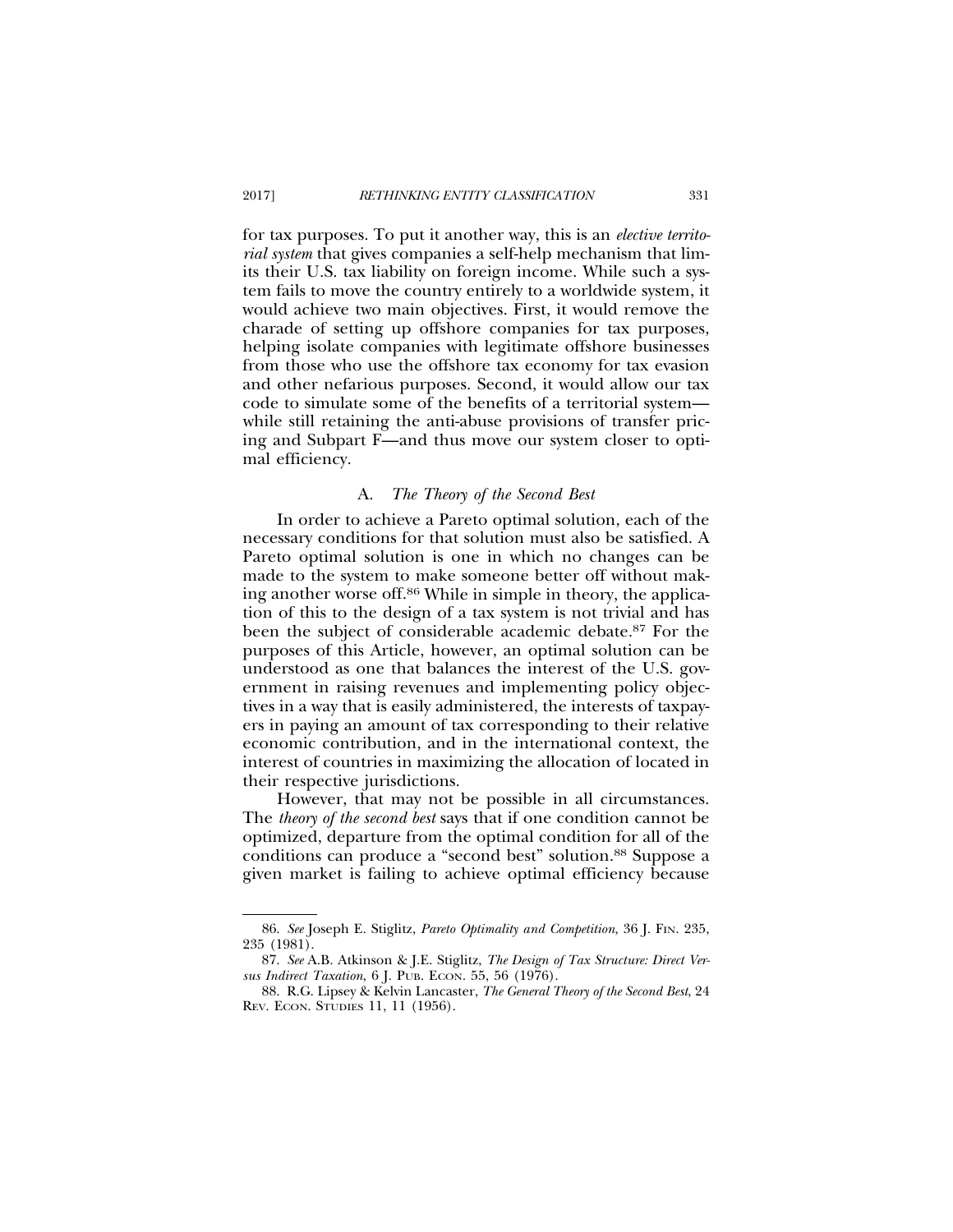for tax purposes. To put it another way, this is an *elective territorial system* that gives companies a self-help mechanism that limits their U.S. tax liability on foreign income. While such a system fails to move the country entirely to a worldwide system, it would achieve two main objectives. First, it would remove the charade of setting up offshore companies for tax purposes, helping isolate companies with legitimate offshore businesses from those who use the offshore tax economy for tax evasion and other nefarious purposes. Second, it would allow our tax code to simulate some of the benefits of a territorial system—while still retaining the anti-abuse provisions of transfer pricing and Subpart F—and thus move our system closer to optimal efficiency.

### A. *The Theory of the Second Best*

In order to achieve a Pareto optimal solution, each of the necessary conditions for that solution must also be satisfied. A Pareto optimal solution is one in which no changes can be made to the system to make someone better off without making another worse off.[86] While in simple in theory, the application of this to the design of a tax system is not trivial and has been the subject of considerable academic debate.[87] For the purposes of this Article, however, an optimal solution can be understood as one that balances the interest of the U.S. government in raising revenues and implementing policy objectives in a way that is easily administered, the interests of taxpayers in paying an amount of tax corresponding to their relative economic contribution, and in the international context, the interest of countries in maximizing the allocation of located in their respective jurisdictions.

However, that may not be possible in all circumstances. The *theory of the second best* says that if one condition cannot be optimized, departure from the optimal condition for all of the conditions can produce a "second best" solution.[88] Suppose a given market is failing to achieve optimal efficiency because

---

86. *See* Joseph E. Stiglitz, *Pareto Optimality and Competition*, 36 J. FIN. 235, 235 (1981).

87. *See* A.B. Atkinson & J.E. Stiglitz, *The Design of Tax Structure: Direct Versus Indirect Taxation*, 6 J. PUB. ECON. 55, 56 (1976).

88. R.G. Lipsey & Kelvin Lancaster, *The General Theory of the Second Best*, 24 REV. ECON. STUDIES 11, 11 (1956).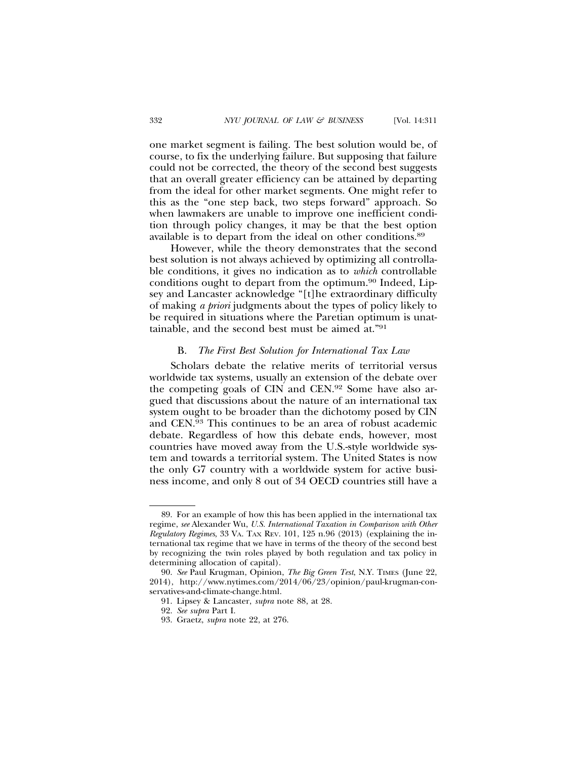one market segment is failing. The best solution would be, of course, to fix the underlying failure. But supposing that failure could not be corrected, the theory of the second best suggests that an overall greater efficiency can be attained by departing from the ideal for other market segments. One might refer to this as the "one step back, two steps forward" approach. So when lawmakers are unable to improve one inefficient condition through policy changes, it may be that the best option available is to depart from the ideal on other conditions.[89]

However, while the theory demonstrates that the second best solution is not always achieved by optimizing all controllable conditions, it gives no indication as to *which* controllable conditions ought to depart from the optimum.[90] Indeed, Lipsey and Lancaster acknowledge "[t]he extraordinary difficulty of making *a priori* judgments about the types of policy likely to be required in situations where the Paretian optimum is unattainable, and the second best must be aimed at."[91]

### B. *The First Best Solution for International Tax Law*

Scholars debate the relative merits of territorial versus worldwide tax systems, usually an extension of the debate over the competing goals of CIN and CEN.[92] Some have also argued that discussions about the nature of an international tax system ought to be broader than the dichotomy posed by CIN and CEN.[93] This continues to be an area of robust academic debate. Regardless of how this debate ends, however, most countries have moved away from the U.S.-style worldwide system and towards a territorial system. The United States is now the only G7 country with a worldwide system for active business income, and only 8 out of 34 OECD countries still have a

---

89. For an example of how this has been applied in the international tax regime, *see* Alexander Wu, *U.S. International Taxation in Comparison with Other Regulatory Regimes*, 33 VA. TAX REV. 101, 125 n.96 (2013) (explaining the international tax regime that we have in terms of the theory of the second best by recognizing the twin roles played by both regulation and tax policy in determining allocation of capital).

90. *See* Paul Krugman, Opinion, *The Big Green Test*, N.Y. TIMES (June 22, 2014), http://www.nytimes.com/2014/06/23/opinion/paul-krugman-conservatives-and-climate-change.html.

91. Lipsey & Lancaster, *supra* note 88, at 28.

92. *See supra* Part I.

93. Graetz, *supra* note 22, at 276.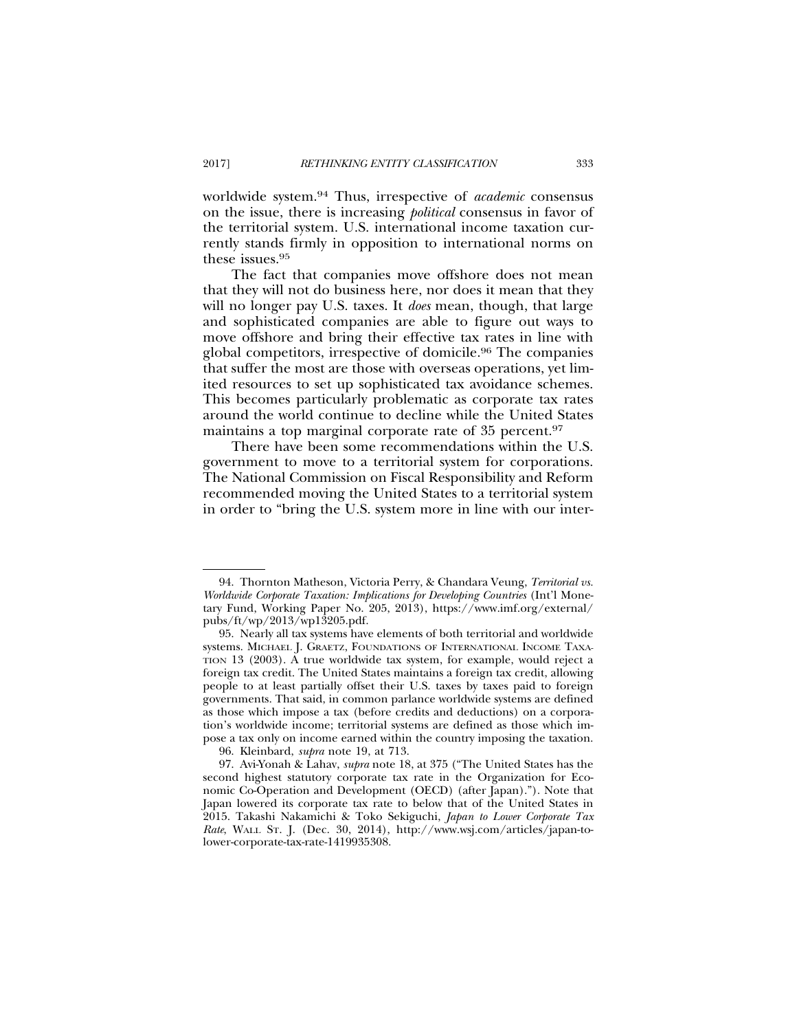worldwide system.[94] Thus, irrespective of *academic* consensus on the issue, there is increasing *political* consensus in favor of the territorial system. U.S. international income taxation currently stands firmly in opposition to international norms on these issues.[95]

The fact that companies move offshore does not mean that they will not do business here, nor does it mean that they will no longer pay U.S. taxes. It *does* mean, though, that large and sophisticated companies are able to figure out ways to move offshore and bring their effective tax rates in line with global competitors, irrespective of domicile.[96] The companies that suffer the most are those with overseas operations, yet limited resources to set up sophisticated tax avoidance schemes. This becomes particularly problematic as corporate tax rates around the world continue to decline while the United States maintains a top marginal corporate rate of 35 percent.[97]

There have been some recommendations within the U.S. government to move to a territorial system for corporations. The National Commission on Fiscal Responsibility and Reform recommended moving the United States to a territorial system in order to "bring the U.S. system more in line with our inter-

---

94. Thornton Matheson, Victoria Perry, & Chandara Veung, *Territorial vs. Worldwide Corporate Taxation: Implications for Developing Countries* (Int'l Monetary Fund, Working Paper No. 205, 2013), https://www.imf.org/external/pubs/ft/wp/2013/wp13205.pdf.

95. Nearly all tax systems have elements of both territorial and worldwide systems. MICHAEL J. GRAETZ, FOUNDATIONS OF INTERNATIONAL INCOME TAXATION 13 (2003). A true worldwide tax system, for example, would reject a foreign tax credit. The United States maintains a foreign tax credit, allowing people to at least partially offset their U.S. taxes by taxes paid to foreign governments. That said, in common parlance worldwide systems are defined as those which impose a tax (before credits and deductions) on a corporation's worldwide income; territorial systems are defined as those which impose a tax only on income earned within the country imposing the taxation.

96. Kleinbard, *supra* note 19, at 713.

97. Avi-Yonah & Lahav, *supra* note 18, at 375 ("The United States has the second highest statutory corporate tax rate in the Organization for Economic Co-Operation and Development (OECD) (after Japan)."). Note that Japan lowered its corporate tax rate to below that of the United States in 2015. Takashi Nakamichi & Toko Sekiguchi, *Japan to Lower Corporate Tax Rate*, WALL ST. J. (Dec. 30, 2014), http://www.wsj.com/articles/japan-to-lower-corporate-tax-rate-1419935308.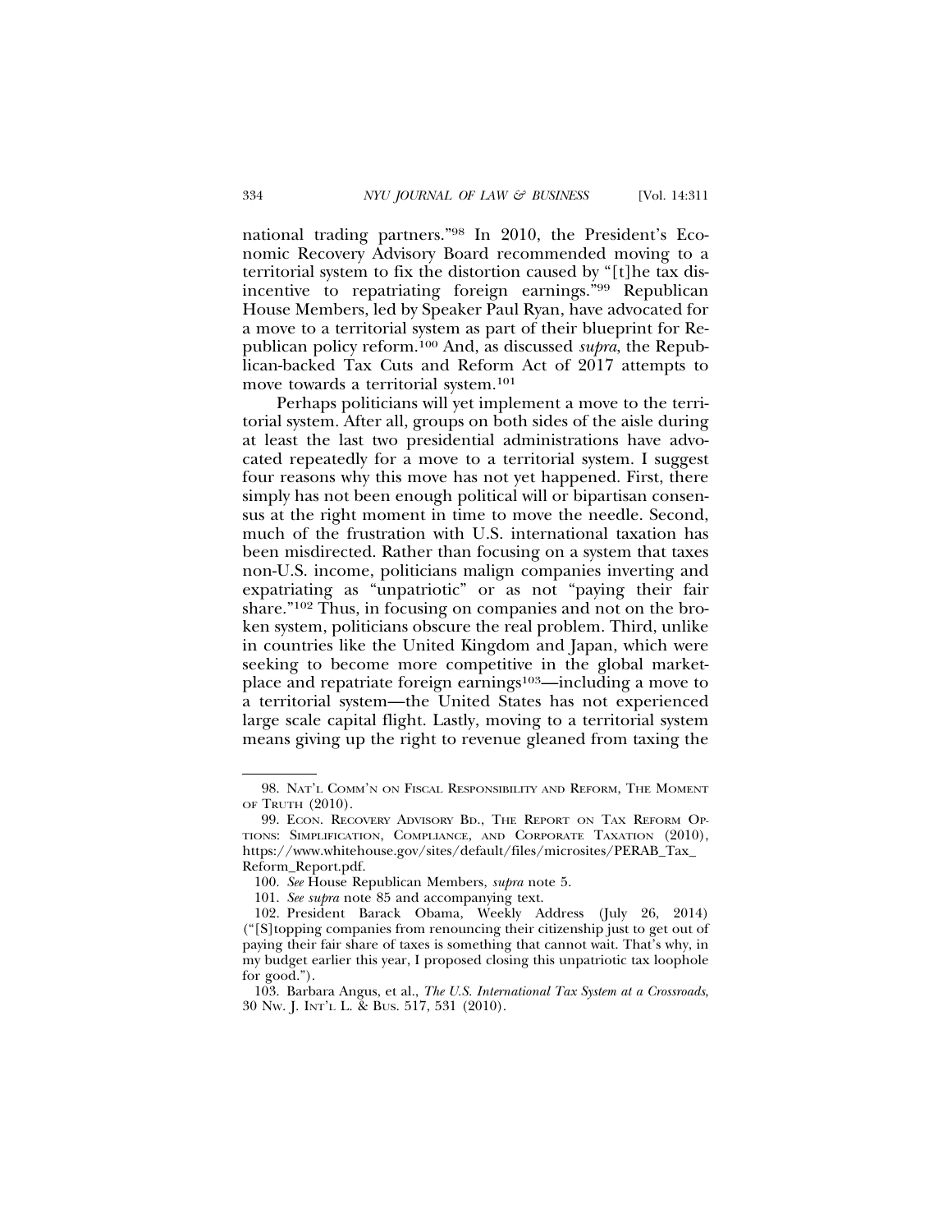national trading partners."[98] In 2010, the President's Economic Recovery Advisory Board recommended moving to a territorial system to fix the distortion caused by "[t]he tax disincentive to repatriating foreign earnings."[99] Republican House Members, led by Speaker Paul Ryan, have advocated for a move to a territorial system as part of their blueprint for Republican policy reform.[100] And, as discussed *supra*, the Republican-backed Tax Cuts and Reform Act of 2017 attempts to move towards a territorial system.[101]

Perhaps politicians will yet implement a move to the territorial system. After all, groups on both sides of the aisle during at least the last two presidential administrations have advocated repeatedly for a move to a territorial system. I suggest four reasons why this move has not yet happened. First, there simply has not been enough political will or bipartisan consensus at the right moment in time to move the needle. Second, much of the frustration with U.S. international taxation has been misdirected. Rather than focusing on a system that taxes non-U.S. income, politicians malign companies inverting and expatriating as "unpatriotic" or as not "paying their fair share."[102] Thus, in focusing on companies and not on the broken system, politicians obscure the real problem. Third, unlike in countries like the United Kingdom and Japan, which were seeking to become more competitive in the global marketplace and repatriate foreign earnings[103]—including a move to a territorial system—the United States has not experienced large scale capital flight. Lastly, moving to a territorial system means giving up the right to revenue gleaned from taxing the

---

98. NAT'L COMM'N ON FISCAL RESPONSIBILITY AND REFORM, THE MOMENT OF TRUTH (2010).

99. ECON. RECOVERY ADVISORY BD., THE REPORT ON TAX REFORM OPTIONS: SIMPLIFICATION, COMPLIANCE, AND CORPORATE TAXATION (2010), https://www.whitehouse.gov/sites/default/files/microsites/PERAB_Tax_Reform_Report.pdf.

100. *See* House Republican Members, *supra* note 5.

101. *See supra* note 85 and accompanying text.

102. President Barack Obama, Weekly Address (July 26, 2014) ("[S]topping companies from renouncing their citizenship just to get out of paying their fair share of taxes is something that cannot wait. That's why, in my budget earlier this year, I proposed closing this unpatriotic tax loophole for good.").

103. Barbara Angus, et al., *The U.S. International Tax System at a Crossroads*, 30 NW. J. INT'L L. & BUS. 517, 531 (2010).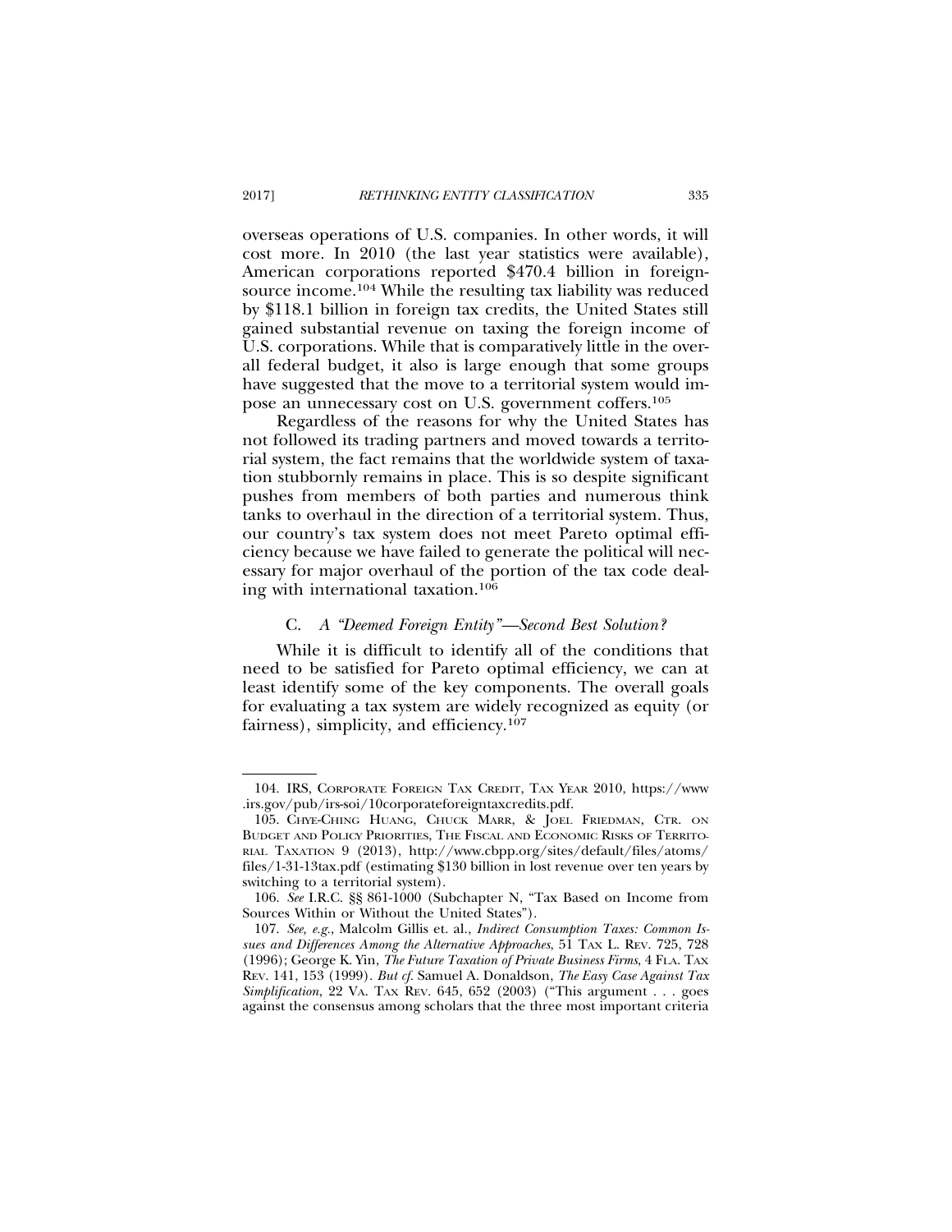overseas operations of U.S. companies. In other words, it will cost more. In 2010 (the last year statistics were available), American corporations reported $470.4 billion in foreign-source income.[104] While the resulting tax liability was reduced by $118.1 billion in foreign tax credits, the United States still gained substantial revenue on taxing the foreign income of U.S. corporations. While that is comparatively little in the overall federal budget, it also is large enough that some groups have suggested that the move to a territorial system would impose an unnecessary cost on U.S. government coffers.[105]

Regardless of the reasons for why the United States has not followed its trading partners and moved towards a territorial system, the fact remains that the worldwide system of taxation stubbornly remains in place. This is so despite significant pushes from members of both parties and numerous think tanks to overhaul in the direction of a territorial system. Thus, our country's tax system does not meet Pareto optimal efficiency because we have failed to generate the political will necessary for major overhaul of the portion of the tax code dealing with international taxation.[106]

### C. *A "Deemed Foreign Entity"—Second Best Solution?*

While it is difficult to identify all of the conditions that need to be satisfied for Pareto optimal efficiency, we can at least identify some of the key components. The overall goals for evaluating a tax system are widely recognized as equity (or fairness), simplicity, and efficiency.[107]

---

104. IRS, Corporate Foreign Tax Credit, Tax Year 2010, https://www.irs.gov/pub/irs-soi/10corporateforeigntaxcredits.pdf.

105. Chye-Ching Huang, Chuck Marr, & Joel Friedman, Ctr. on Budget and Policy Priorities, The Fiscal and Economic Risks of Territorial Taxation 9 (2013), http://www.cbpp.org/sites/default/files/atoms/files/1-31-13tax.pdf (estimating $130 billion in lost revenue over ten years by switching to a territorial system).

106. *See* I.R.C. §§ 861-1000 (Subchapter N, "Tax Based on Income from Sources Within or Without the United States").

107. *See, e.g.*, Malcolm Gillis et. al., *Indirect Consumption Taxes: Common Issues and Differences Among the Alternative Approaches*, 51 Tax L. Rev. 725, 728 (1996); George K. Yin, *The Future Taxation of Private Business Firms*, 4 Fla. Tax Rev. 141, 153 (1999). *But cf.* Samuel A. Donaldson, *The Easy Case Against Tax Simplification*, 22 Va. Tax Rev. 645, 652 (2003) ("This argument . . . goes against the consensus among scholars that the three most important criteria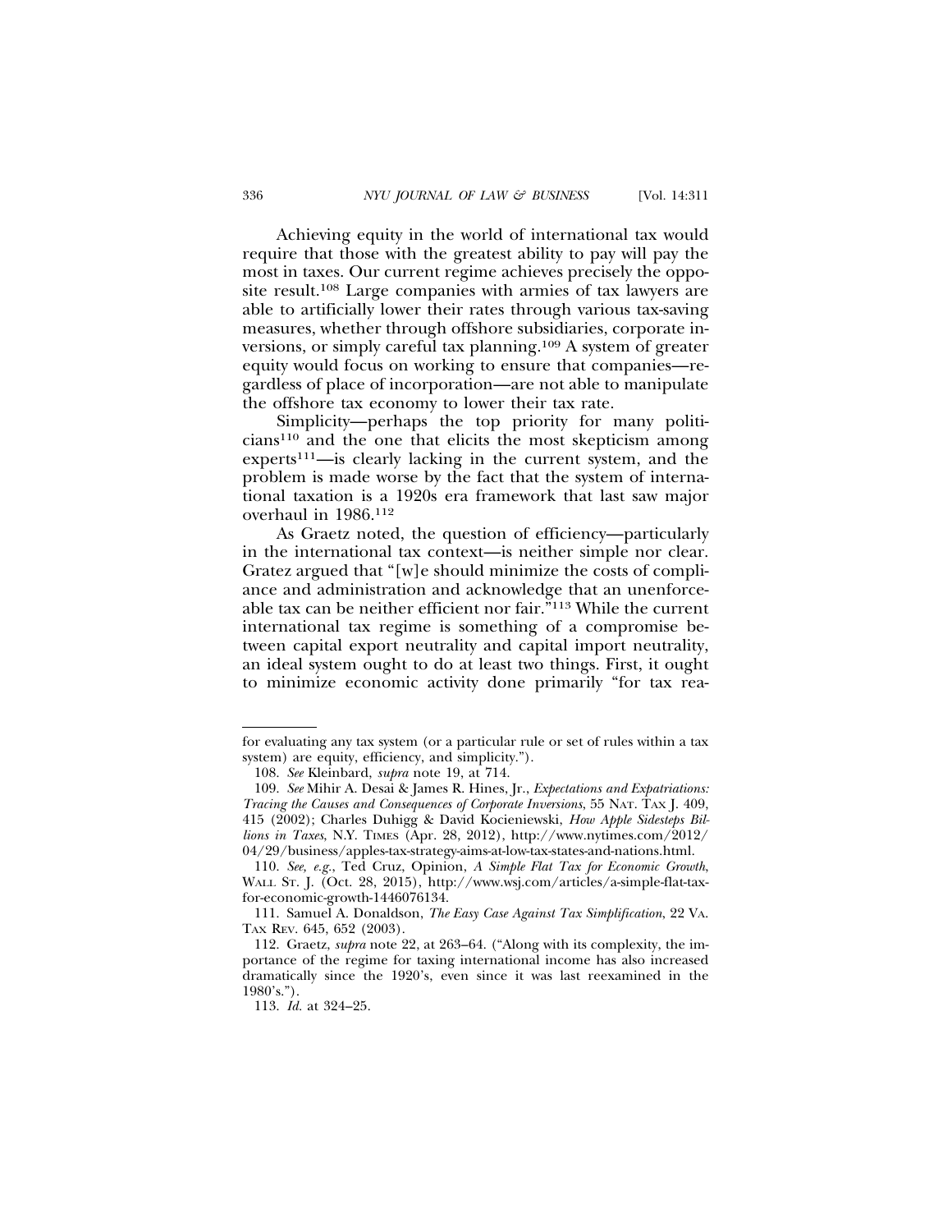Achieving equity in the world of international tax would require that those with the greatest ability to pay will pay the most in taxes. Our current regime achieves precisely the opposite result.[108] Large companies with armies of tax lawyers are able to artificially lower their rates through various tax-saving measures, whether through offshore subsidiaries, corporate inversions, or simply careful tax planning.[109] A system of greater equity would focus on working to ensure that companies—regardless of place of incorporation—are not able to manipulate the offshore tax economy to lower their tax rate.

Simplicity—perhaps the top priority for many politicians[110] and the one that elicits the most skepticism among experts[111]—is clearly lacking in the current system, and the problem is made worse by the fact that the system of international taxation is a 1920s era framework that last saw major overhaul in 1986.[112]

As Graetz noted, the question of efficiency—particularly in the international tax context—is neither simple nor clear. Gratez argued that "[w]e should minimize the costs of compliance and administration and acknowledge that an unenforceable tax can be neither efficient nor fair."[113] While the current international tax regime is something of a compromise between capital export neutrality and capital import neutrality, an ideal system ought to do at least two things. First, it ought to minimize economic activity done primarily "for tax rea-

---

for evaluating any tax system (or a particular rule or set of rules within a tax system) are equity, efficiency, and simplicity.").

108. *See* Kleinbard, *supra* note 19, at 714.

109. *See* Mihir A. Desai & James R. Hines, Jr., *Expectations and Expatriations: Tracing the Causes and Consequences of Corporate Inversions*, 55 NAT. TAX J. 409, 415 (2002); Charles Duhigg & David Kocieniewski, *How Apple Sidesteps Billions in Taxes*, N.Y. TIMES (Apr. 28, 2012), http://www.nytimes.com/2012/04/29/business/apples-tax-strategy-aims-at-low-tax-states-and-nations.html.

110. *See, e.g.*, Ted Cruz, Opinion, *A Simple Flat Tax for Economic Growth*, WALL ST. J. (Oct. 28, 2015), http://www.wsj.com/articles/a-simple-flat-tax-for-economic-growth-1446076134.

111. Samuel A. Donaldson, *The Easy Case Against Tax Simplification*, 22 VA. TAX REV. 645, 652 (2003).

112. Graetz, *supra* note 22, at 263–64. ("Along with its complexity, the importance of the regime for taxing international income has also increased dramatically since the 1920's, even since it was last reexamined in the 1980's.").

113. *Id.* at 324–25.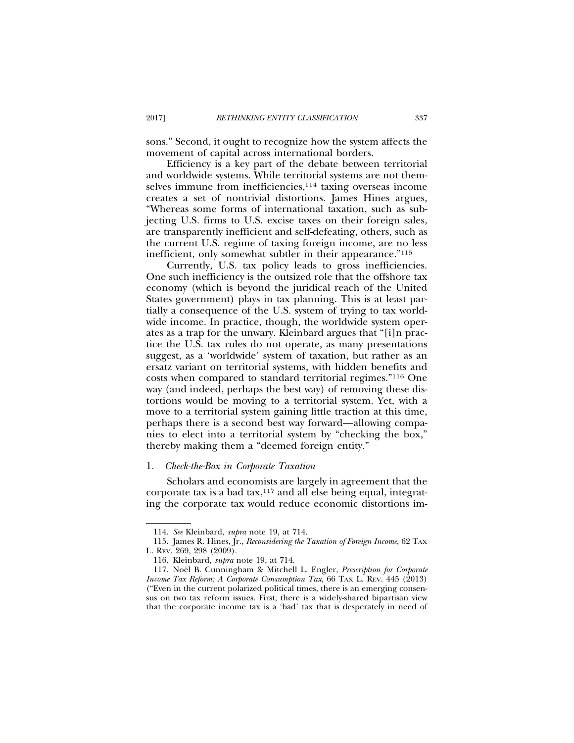sons." Second, it ought to recognize how the system affects the movement of capital across international borders.

Efficiency is a key part of the debate between territorial and worldwide systems. While territorial systems are not themselves immune from inefficiencies,[114] taxing overseas income creates a set of nontrivial distortions. James Hines argues, "Whereas some forms of international taxation, such as subjecting U.S. firms to U.S. excise taxes on their foreign sales, are transparently inefficient and self-defeating, others, such as the current U.S. regime of taxing foreign income, are no less inefficient, only somewhat subtler in their appearance."[115]

Currently, U.S. tax policy leads to gross inefficiencies. One such inefficiency is the outsized role that the offshore tax economy (which is beyond the juridical reach of the United States government) plays in tax planning. This is at least partially a consequence of the U.S. system of trying to tax worldwide income. In practice, though, the worldwide system operates as a trap for the unwary. Kleinbard argues that "[i]n practice the U.S. tax rules do not operate, as many presentations suggest, as a 'worldwide' system of taxation, but rather as an ersatz variant on territorial systems, with hidden benefits and costs when compared to standard territorial regimes."[116] One way (and indeed, perhaps the best way) of removing these distortions would be moving to a territorial system. Yet, with a move to a territorial system gaining little traction at this time, perhaps there is a second best way forward—allowing companies to elect into a territorial system by "checking the box," thereby making them a "deemed foreign entity."

### 1. *Check-the-Box in Corporate Taxation*

Scholars and economists are largely in agreement that the corporate tax is a bad tax,[117] and all else being equal, integrating the corporate tax would reduce economic distortions im-

---

114. *See* Kleinbard, *supra* note 19, at 714.

115. James R. Hines, Jr., *Reconsidering the Taxation of Foreign Income*, 62 TAX L. REV. 269, 298 (2009).

116. Kleinbard, *supra* note 19, at 714.

117. Noël B. Cunningham & Mitchell L. Engler, *Prescription for Corporate Income Tax Reform: A Corporate Consumption Tax*, 66 TAX L. REV. 445 (2013) ("Even in the current polarized political times, there is an emerging consensus on two tax reform issues. First, there is a widely-shared bipartisan view that the corporate income tax is a 'bad' tax that is desperately in need of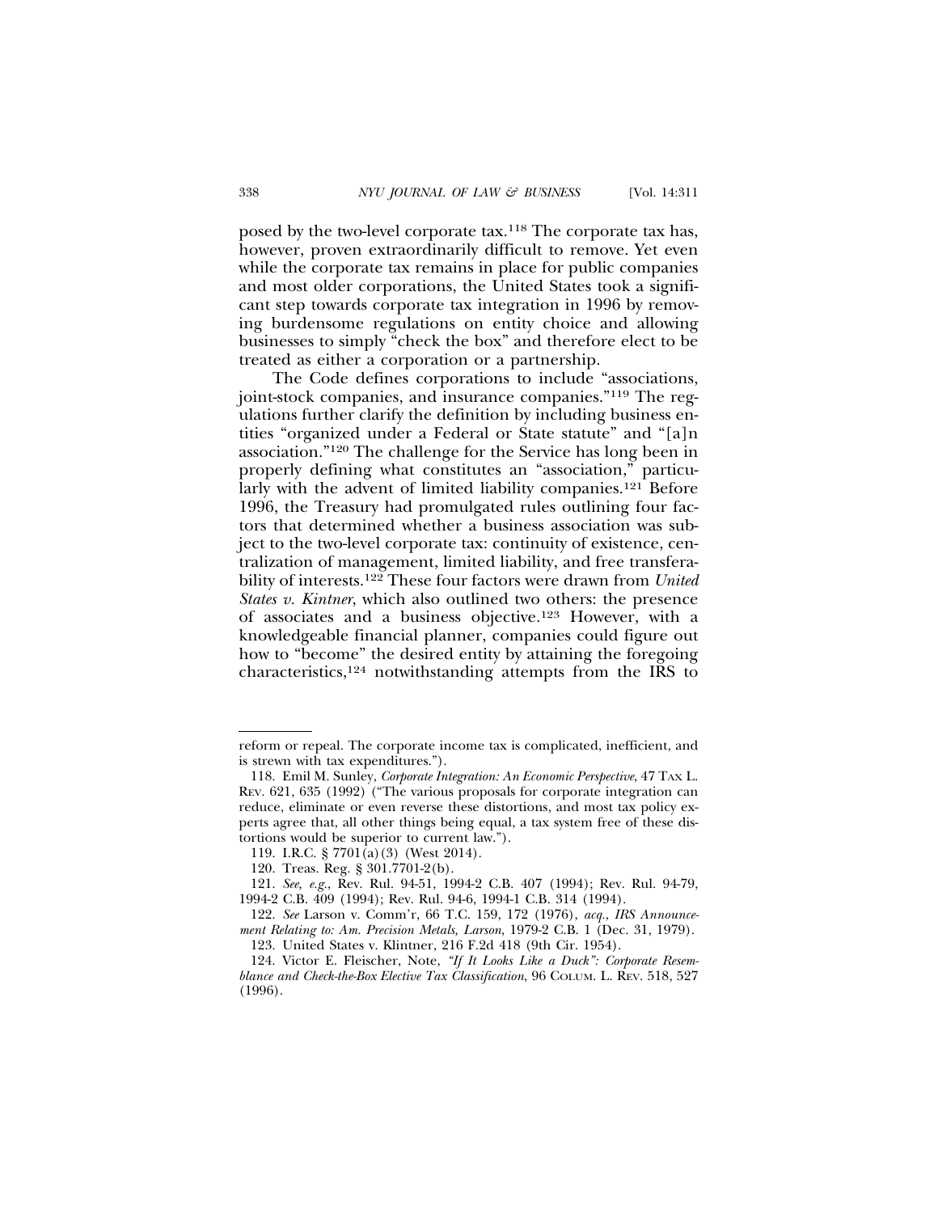posed by the two-level corporate tax.[118] The corporate tax has, however, proven extraordinarily difficult to remove. Yet even while the corporate tax remains in place for public companies and most older corporations, the United States took a significant step towards corporate tax integration in 1996 by removing burdensome regulations on entity choice and allowing businesses to simply "check the box" and therefore elect to be treated as either a corporation or a partnership.

The Code defines corporations to include "associations, joint-stock companies, and insurance companies."[119] The regulations further clarify the definition by including business entities "organized under a Federal or State statute" and "[a]n association."[120] The challenge for the Service has long been in properly defining what constitutes an "association," particularly with the advent of limited liability companies.[121] Before 1996, the Treasury had promulgated rules outlining four factors that determined whether a business association was subject to the two-level corporate tax: continuity of existence, centralization of management, limited liability, and free transferability of interests.[122] These four factors were drawn from *United States v. Kintner*, which also outlined two others: the presence of associates and a business objective.[123] However, with a knowledgeable financial planner, companies could figure out how to "become" the desired entity by attaining the foregoing characteristics,[124] notwithstanding attempts from the IRS to

---

reform or repeal. The corporate income tax is complicated, inefficient, and is strewn with tax expenditures.").

118. Emil M. Sunley, *Corporate Integration: An Economic Perspective*, 47 TAX L. REV. 621, 635 (1992) ("The various proposals for corporate integration can reduce, eliminate or even reverse these distortions, and most tax policy experts agree that, all other things being equal, a tax system free of these distortions would be superior to current law.").

119. I.R.C. § 7701(a)(3) (West 2014).

120. Treas. Reg. § 301.7701-2(b).

121. *See, e.g.*, Rev. Rul. 94-51, 1994-2 C.B. 407 (1994); Rev. Rul. 94-79, 1994-2 C.B. 409 (1994); Rev. Rul. 94-6, 1994-1 C.B. 314 (1994).

122. *See* Larson v. Comm'r, 66 T.C. 159, 172 (1976), *acq.*, *IRS Announcement Relating to: Am. Precision Metals, Larson*, 1979-2 C.B. 1 (Dec. 31, 1979).

123. United States v. Klintner, 216 F.2d 418 (9th Cir. 1954).

124. Victor E. Fleischer, Note, *"If It Looks Like a Duck": Corporate Resemblance and Check-the-Box Elective Tax Classification*, 96 COLUM. L. REV. 518, 527 (1996).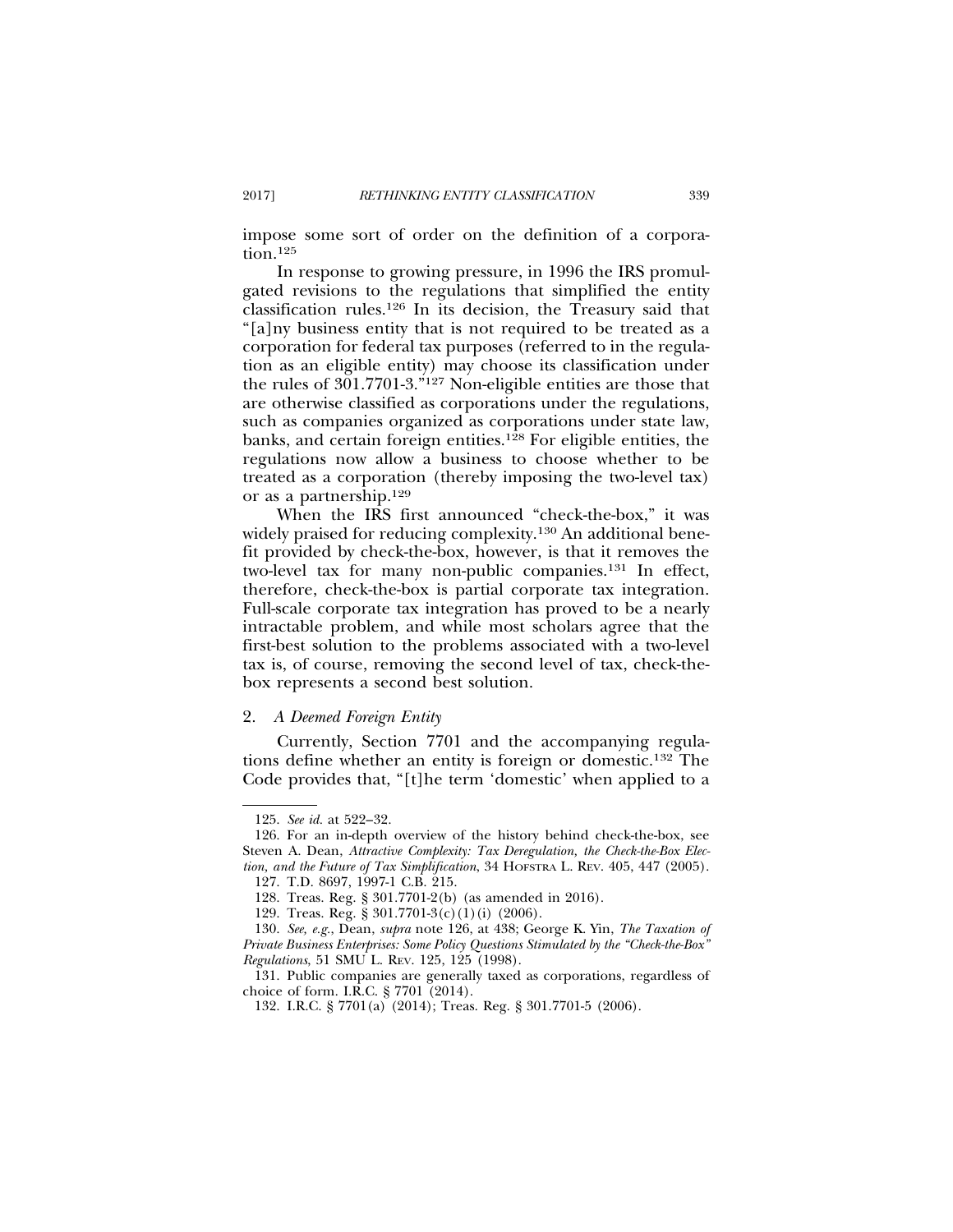impose some sort of order on the definition of a corporation.[125]

In response to growing pressure, in 1996 the IRS promulgated revisions to the regulations that simplified the entity classification rules.[126] In its decision, the Treasury said that "[a]ny business entity that is not required to be treated as a corporation for federal tax purposes (referred to in the regulation as an eligible entity) may choose its classification under the rules of 301.7701-3."[127] Non-eligible entities are those that are otherwise classified as corporations under the regulations, such as companies organized as corporations under state law, banks, and certain foreign entities.[128] For eligible entities, the regulations now allow a business to choose whether to be treated as a corporation (thereby imposing the two-level tax) or as a partnership.[129]

When the IRS first announced "check-the-box," it was widely praised for reducing complexity.[130] An additional benefit provided by check-the-box, however, is that it removes the two-level tax for many non-public companies.[131] In effect, therefore, check-the-box is partial corporate tax integration. Full-scale corporate tax integration has proved to be a nearly intractable problem, and while most scholars agree that the first-best solution to the problems associated with a two-level tax is, of course, removing the second level of tax, check-the-box represents a second best solution.

2. *A Deemed Foreign Entity*

Currently, Section 7701 and the accompanying regulations define whether an entity is foreign or domestic.[132] The Code provides that, "[t]he term 'domestic' when applied to a

---

125. *See id.* at 522–32.

126. For an in-depth overview of the history behind check-the-box, see Steven A. Dean, *Attractive Complexity: Tax Deregulation, the Check-the-Box Election, and the Future of Tax Simplification*, 34 HOFSTRA L. REV. 405, 447 (2005).

127. T.D. 8697, 1997-1 C.B. 215.

128. Treas. Reg. § 301.7701-2(b) (as amended in 2016).

129. Treas. Reg. § 301.7701-3(c)(1)(i) (2006).

130. *See, e.g.*, Dean, *supra* note 126, at 438; George K. Yin, *The Taxation of Private Business Enterprises: Some Policy Questions Stimulated by the "Check-the-Box" Regulations*, 51 SMU L. REV. 125, 125 (1998).

131. Public companies are generally taxed as corporations, regardless of choice of form. I.R.C. § 7701 (2014).

132. I.R.C. § 7701(a) (2014); Treas. Reg. § 301.7701-5 (2006).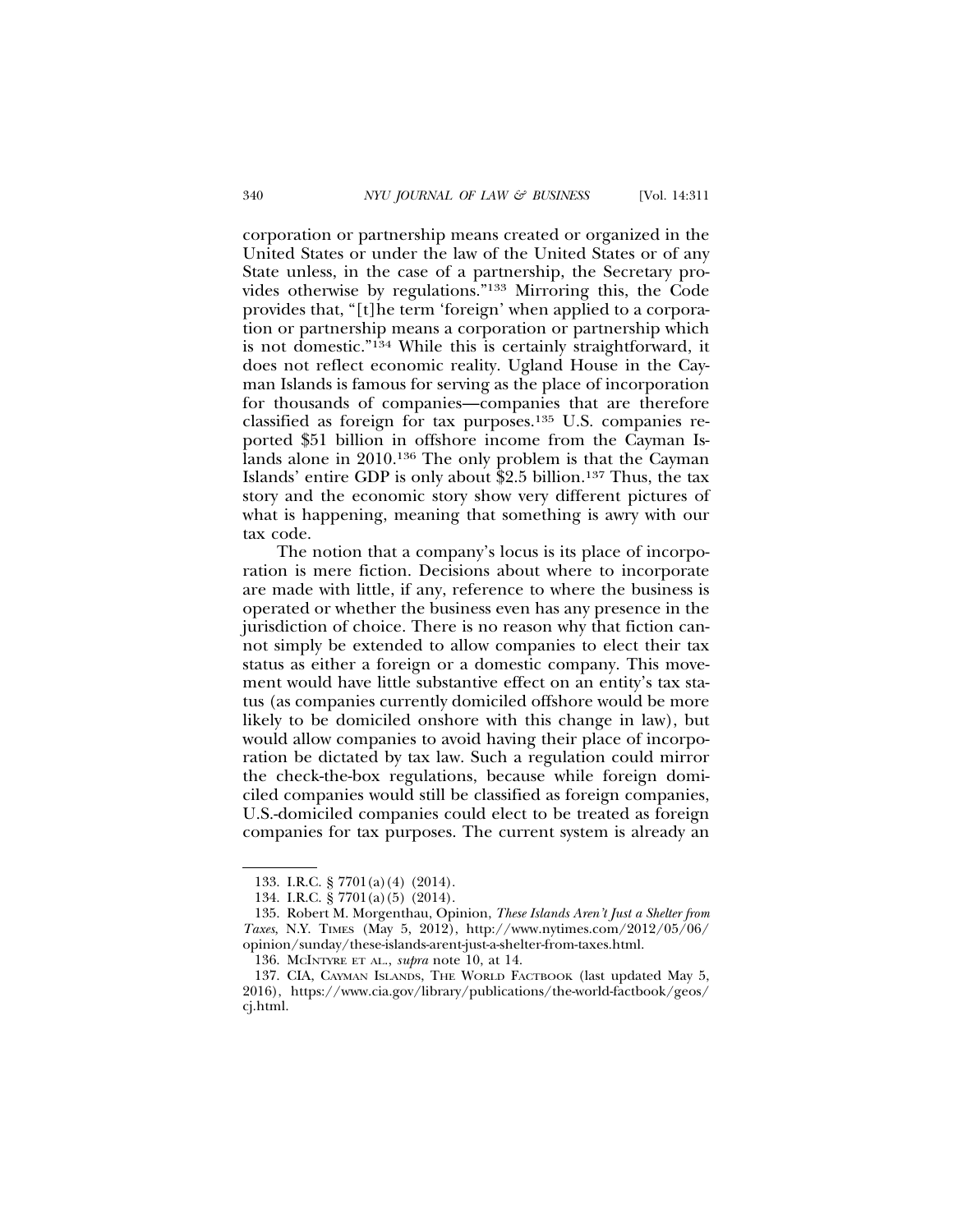corporation or partnership means created or organized in the United States or under the law of the United States or of any State unless, in the case of a partnership, the Secretary provides otherwise by regulations."[133] Mirroring this, the Code provides that, "[t]he term 'foreign' when applied to a corporation or partnership means a corporation or partnership which is not domestic."[134] While this is certainly straightforward, it does not reflect economic reality. Ugland House in the Cayman Islands is famous for serving as the place of incorporation for thousands of companies—companies that are therefore classified as foreign for tax purposes.[135] U.S. companies reported $51 billion in offshore income from the Cayman Islands alone in 2010.[136] The only problem is that the Cayman Islands' entire GDP is only about $2.5 billion.[137] Thus, the tax story and the economic story show very different pictures of what is happening, meaning that something is awry with our tax code.

The notion that a company's locus is its place of incorporation is mere fiction. Decisions about where to incorporate are made with little, if any, reference to where the business is operated or whether the business even has any presence in the jurisdiction of choice. There is no reason why that fiction cannot simply be extended to allow companies to elect their tax status as either a foreign or a domestic company. This movement would have little substantive effect on an entity's tax status (as companies currently domiciled offshore would be more likely to be domiciled onshore with this change in law), but would allow companies to avoid having their place of incorporation be dictated by tax law. Such a regulation could mirror the check-the-box regulations, because while foreign domiciled companies would still be classified as foreign companies, U.S.-domiciled companies could elect to be treated as foreign companies for tax purposes. The current system is already an

---

133. I.R.C. § 7701(a)(4) (2014).

134. I.R.C. § 7701(a)(5) (2014).

135. Robert M. Morgenthau, Opinion, *These Islands Aren't Just a Shelter from Taxes*, N.Y. TIMES (May 5, 2012), http://www.nytimes.com/2012/05/06/opinion/sunday/these-islands-arent-just-a-shelter-from-taxes.html.

136. MCINTYRE ET AL., *supra* note 10, at 14.

137. CIA, CAYMAN ISLANDS, THE WORLD FACTBOOK (last updated May 5, 2016), https://www.cia.gov/library/publications/the-world-factbook/geos/cj.html.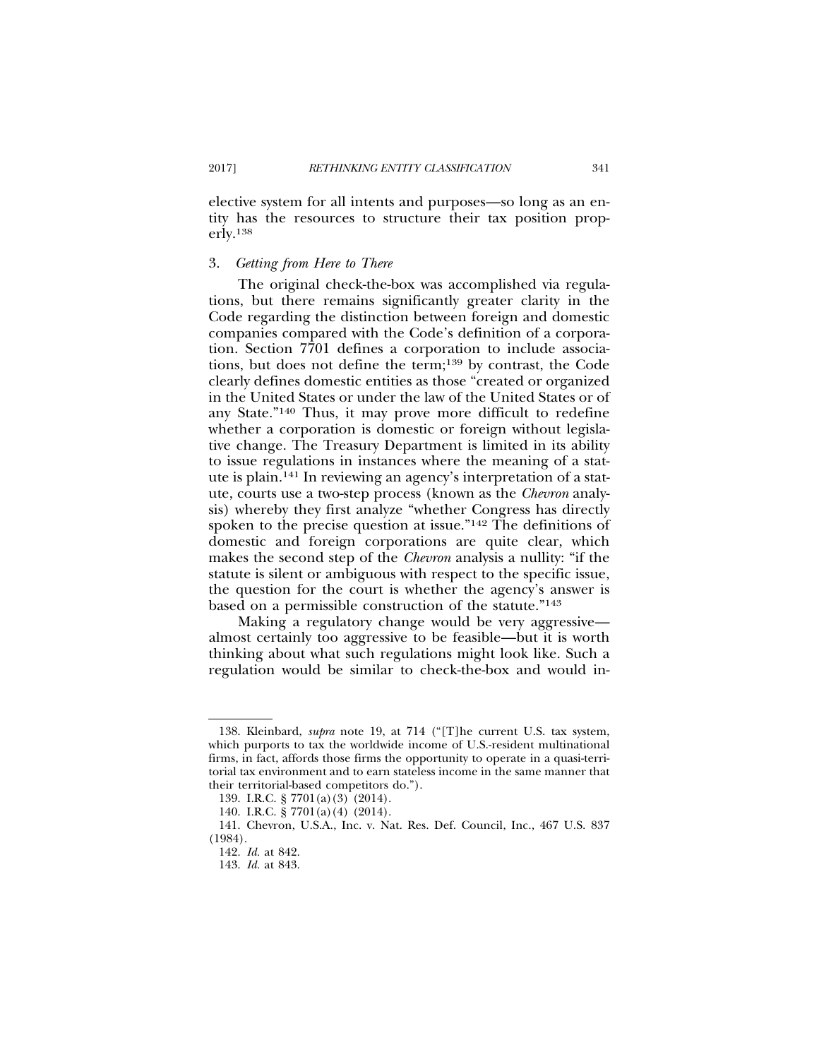elective system for all intents and purposes—so long as an entity has the resources to structure their tax position properly.[138]

### 3. *Getting from Here to There*

The original check-the-box was accomplished via regulations, but there remains significantly greater clarity in the Code regarding the distinction between foreign and domestic companies compared with the Code's definition of a corporation. Section 7701 defines a corporation to include associations, but does not define the term;[139] by contrast, the Code clearly defines domestic entities as those "created or organized in the United States or under the law of the United States or of any State."[140] Thus, it may prove more difficult to redefine whether a corporation is domestic or foreign without legislative change. The Treasury Department is limited in its ability to issue regulations in instances where the meaning of a statute is plain.[141] In reviewing an agency's interpretation of a statute, courts use a two-step process (known as the *Chevron* analysis) whereby they first analyze "whether Congress has directly spoken to the precise question at issue."[142] The definitions of domestic and foreign corporations are quite clear, which makes the second step of the *Chevron* analysis a nullity: "if the statute is silent or ambiguous with respect to the specific issue, the question for the court is whether the agency's answer is based on a permissible construction of the statute."[143]

Making a regulatory change would be very aggressive—almost certainly too aggressive to be feasible—but it is worth thinking about what such regulations might look like. Such a regulation would be similar to check-the-box and would in-

---

138. Kleinbard, *supra* note 19, at 714 ("[T]he current U.S. tax system, which purports to tax the worldwide income of U.S.-resident multinational firms, in fact, affords those firms the opportunity to operate in a quasi-territorial tax environment and to earn stateless income in the same manner that their territorial-based competitors do.").

139. I.R.C. § 7701(a)(3) (2014).

140. I.R.C. § 7701(a)(4) (2014).

141. Chevron, U.S.A., Inc. v. Nat. Res. Def. Council, Inc., 467 U.S. 837 (1984).

142. *Id.* at 842.

143. *Id.* at 843.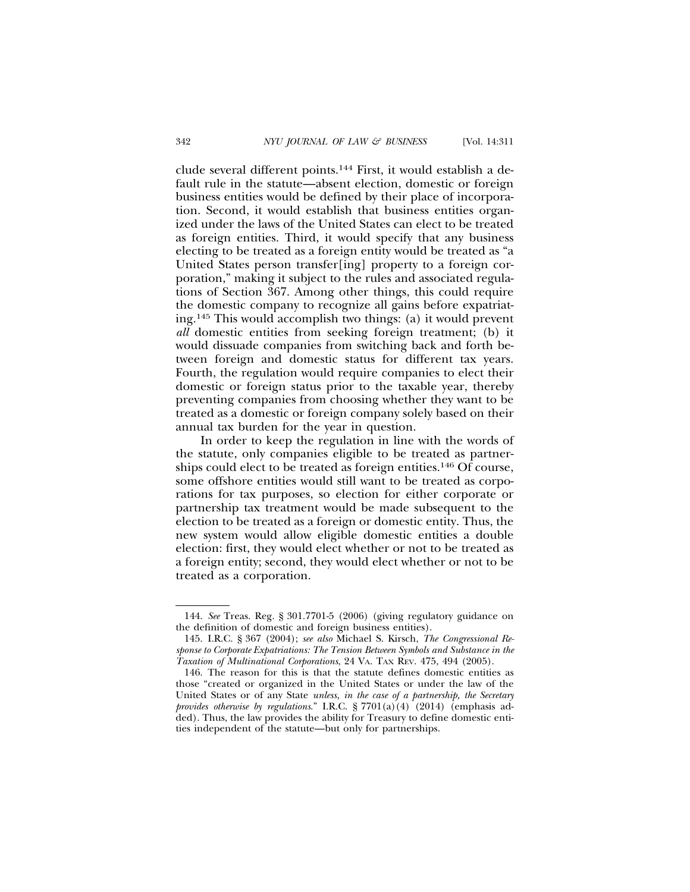clude several different points.[144] First, it would establish a default rule in the statute—absent election, domestic or foreign business entities would be defined by their place of incorporation. Second, it would establish that business entities organized under the laws of the United States can elect to be treated as foreign entities. Third, it would specify that any business electing to be treated as a foreign entity would be treated as "a United States person transfer[ing] property to a foreign corporation," making it subject to the rules and associated regulations of Section 367. Among other things, this could require the domestic company to recognize all gains before expatriating.[145] This would accomplish two things: (a) it would prevent *all* domestic entities from seeking foreign treatment; (b) it would dissuade companies from switching back and forth between foreign and domestic status for different tax years. Fourth, the regulation would require companies to elect their domestic or foreign status prior to the taxable year, thereby preventing companies from choosing whether they want to be treated as a domestic or foreign company solely based on their annual tax burden for the year in question.

In order to keep the regulation in line with the words of the statute, only companies eligible to be treated as partnerships could elect to be treated as foreign entities.[146] Of course, some offshore entities would still want to be treated as corporations for tax purposes, so election for either corporate or partnership tax treatment would be made subsequent to the election to be treated as a foreign or domestic entity. Thus, the new system would allow eligible domestic entities a double election: first, they would elect whether or not to be treated as a foreign entity; second, they would elect whether or not to be treated as a corporation.

---

144. *See* Treas. Reg. § 301.7701-5 (2006) (giving regulatory guidance on the definition of domestic and foreign business entities).

145. I.R.C. § 367 (2004); *see also* Michael S. Kirsch, *The Congressional Response to Corporate Expatriations: The Tension Between Symbols and Substance in the Taxation of Multinational Corporations*, 24 VA. TAX REV. 475, 494 (2005).

146. The reason for this is that the statute defines domestic entities as those "created or organized in the United States or under the law of the United States or of any State *unless, in the case of a partnership, the Secretary provides otherwise by regulations*." I.R.C. § 7701(a)(4) (2014) (emphasis added). Thus, the law provides the ability for Treasury to define domestic entities independent of the statute—but only for partnerships.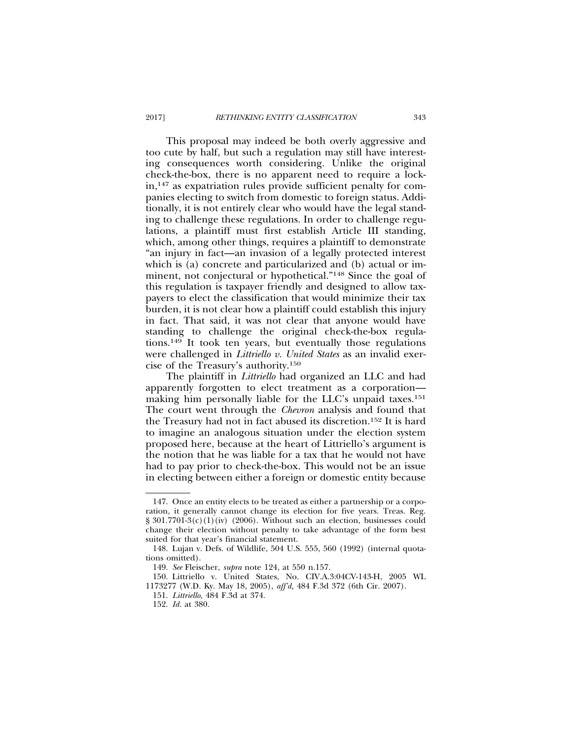This proposal may indeed be both overly aggressive and too cute by half, but such a regulation may still have interesting consequences worth considering. Unlike the original check-the-box, there is no apparent need to require a lock-in,[147] as expatriation rules provide sufficient penalty for companies electing to switch from domestic to foreign status. Additionally, it is not entirely clear who would have the legal standing to challenge these regulations. In order to challenge regulations, a plaintiff must first establish Article III standing, which, among other things, requires a plaintiff to demonstrate "an injury in fact—an invasion of a legally protected interest which is (a) concrete and particularized and (b) actual or imminent, not conjectural or hypothetical."[148] Since the goal of this regulation is taxpayer friendly and designed to allow taxpayers to elect the classification that would minimize their tax burden, it is not clear how a plaintiff could establish this injury in fact. That said, it was not clear that anyone would have standing to challenge the original check-the-box regulations.[149] It took ten years, but eventually those regulations were challenged in *Littriello v. United States* as an invalid exercise of the Treasury's authority.[150]

The plaintiff in *Littriello* had organized an LLC and had apparently forgotten to elect treatment as a corporation—making him personally liable for the LLC's unpaid taxes.[151] The court went through the *Chevron* analysis and found that the Treasury had not in fact abused its discretion.[152] It is hard to imagine an analogous situation under the election system proposed here, because at the heart of Littriello's argument is the notion that he was liable for a tax that he would not have had to pay prior to check-the-box. This would not be an issue in electing between either a foreign or domestic entity because

---

147. Once an entity elects to be treated as either a partnership or a corporation, it generally cannot change its election for five years. Treas. Reg. § 301.7701-3(c)(1)(iv) (2006). Without such an election, businesses could change their election without penalty to take advantage of the form best suited for that year's financial statement.

148. Lujan v. Defs. of Wildlife, 504 U.S. 555, 560 (1992) (internal quotations omitted).

149. *See* Fleischer, *supra* note 124, at 550 n.157.

150. Littriello v. United States, No. CIV.A.3:04CV-143-H, 2005 WL 1173277 (W.D. Ky. May 18, 2005), *aff'd,* 484 F.3d 372 (6th Cir. 2007).

151. *Littriello*, 484 F.3d at 374.

152. *Id.* at 380.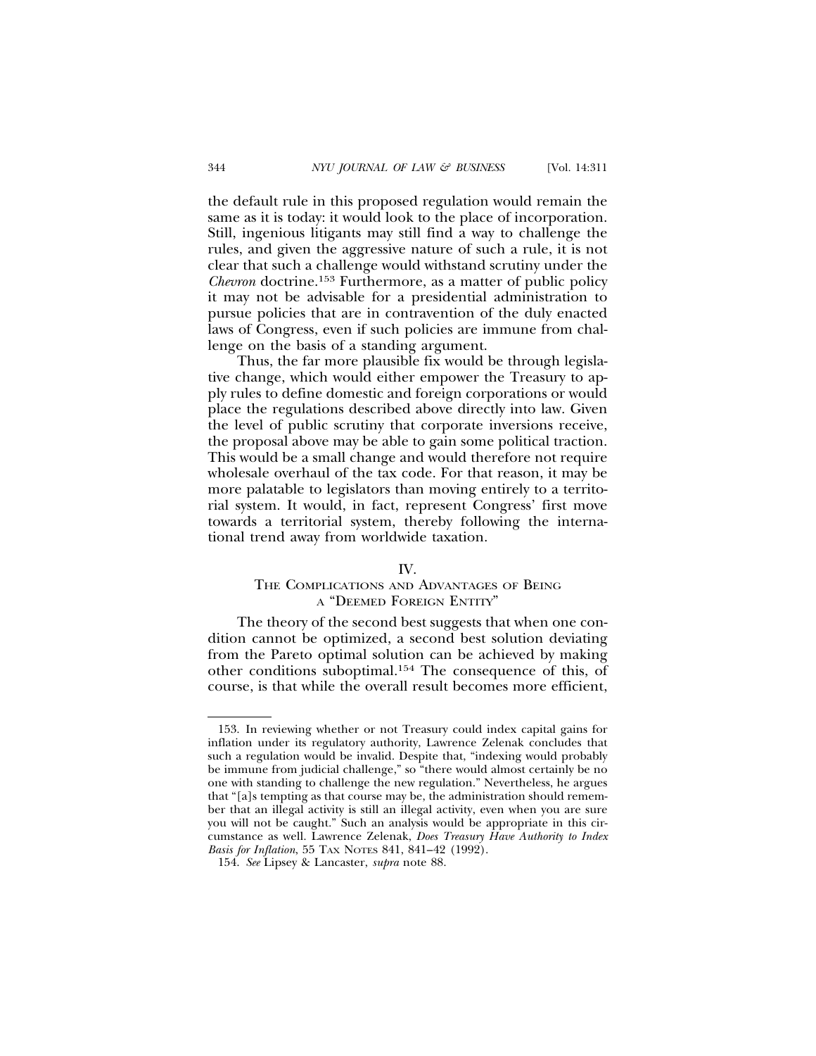the default rule in this proposed regulation would remain the same as it is today: it would look to the place of incorporation. Still, ingenious litigants may still find a way to challenge the rules, and given the aggressive nature of such a rule, it is not clear that such a challenge would withstand scrutiny under the *Chevron* doctrine.[153] Furthermore, as a matter of public policy it may not be advisable for a presidential administration to pursue policies that are in contravention of the duly enacted laws of Congress, even if such policies are immune from challenge on the basis of a standing argument.

Thus, the far more plausible fix would be through legislative change, which would either empower the Treasury to apply rules to define domestic and foreign corporations or would place the regulations described above directly into law. Given the level of public scrutiny that corporate inversions receive, the proposal above may be able to gain some political traction. This would be a small change and would therefore not require wholesale overhaul of the tax code. For that reason, it may be more palatable to legislators than moving entirely to a territorial system. It would, in fact, represent Congress' first move towards a territorial system, thereby following the international trend away from worldwide taxation.

## IV. THE COMPLICATIONS AND ADVANTAGES OF BEING A "DEEMED FOREIGN ENTITY"

The theory of the second best suggests that when one condition cannot be optimized, a second best solution deviating from the Pareto optimal solution can be achieved by making other conditions suboptimal.[154] The consequence of this, of course, is that while the overall result becomes more efficient,

---

153. In reviewing whether or not Treasury could index capital gains for inflation under its regulatory authority, Lawrence Zelenak concludes that such a regulation would be invalid. Despite that, "indexing would probably be immune from judicial challenge," so "there would almost certainly be no one with standing to challenge the new regulation." Nevertheless, he argues that "[a]s tempting as that course may be, the administration should remember that an illegal activity is still an illegal activity, even when you are sure you will not be caught." Such an analysis would be appropriate in this circumstance as well. Lawrence Zelenak, *Does Treasury Have Authority to Index Basis for Inflation*, 55 TAX NOTES 841, 841–42 (1992).

154. *See* Lipsey & Lancaster, *supra* note 88.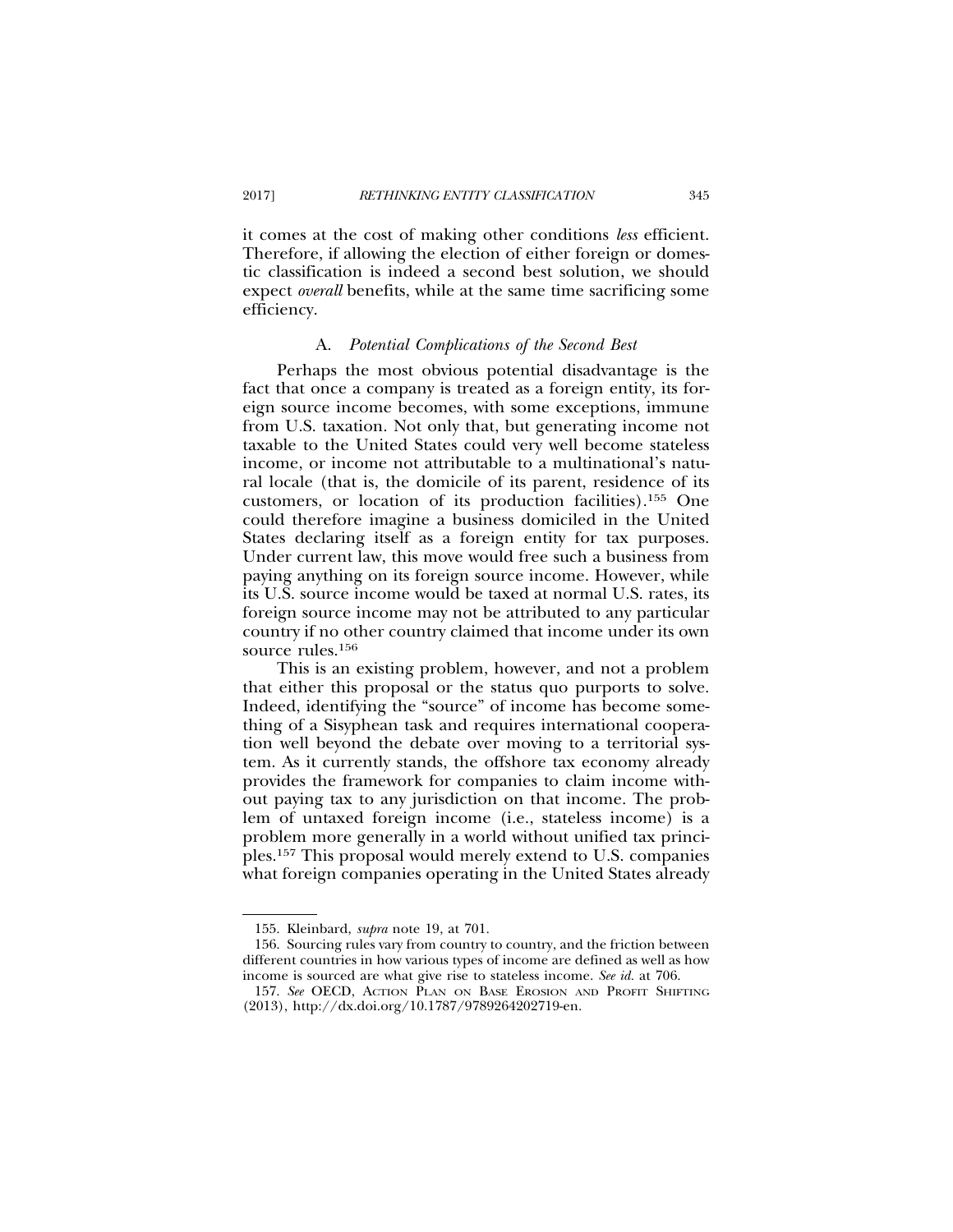it comes at the cost of making other conditions *less* efficient. Therefore, if allowing the election of either foreign or domestic classification is indeed a second best solution, we should expect *overall* benefits, while at the same time sacrificing some efficiency.

### A. *Potential Complications of the Second Best*

Perhaps the most obvious potential disadvantage is the fact that once a company is treated as a foreign entity, its foreign source income becomes, with some exceptions, immune from U.S. taxation. Not only that, but generating income not taxable to the United States could very well become stateless income, or income not attributable to a multinational's natural locale (that is, the domicile of its parent, residence of its customers, or location of its production facilities).[155] One could therefore imagine a business domiciled in the United States declaring itself as a foreign entity for tax purposes. Under current law, this move would free such a business from paying anything on its foreign source income. However, while its U.S. source income would be taxed at normal U.S. rates, its foreign source income may not be attributed to any particular country if no other country claimed that income under its own source rules.[156]

This is an existing problem, however, and not a problem that either this proposal or the status quo purports to solve. Indeed, identifying the "source" of income has become something of a Sisyphean task and requires international cooperation well beyond the debate over moving to a territorial system. As it currently stands, the offshore tax economy already provides the framework for companies to claim income without paying tax to any jurisdiction on that income. The problem of untaxed foreign income (i.e., stateless income) is a problem more generally in a world without unified tax principles.[157] This proposal would merely extend to U.S. companies what foreign companies operating in the United States already

---

155. Kleinbard, *supra* note 19, at 701.

156. Sourcing rules vary from country to country, and the friction between different countries in how various types of income are defined as well as how income is sourced are what give rise to stateless income. *See id.* at 706.

157. *See* OECD, ACTION PLAN ON BASE EROSION AND PROFIT SHIFTING (2013), http://dx.doi.org/10.1787/9789264202719-en.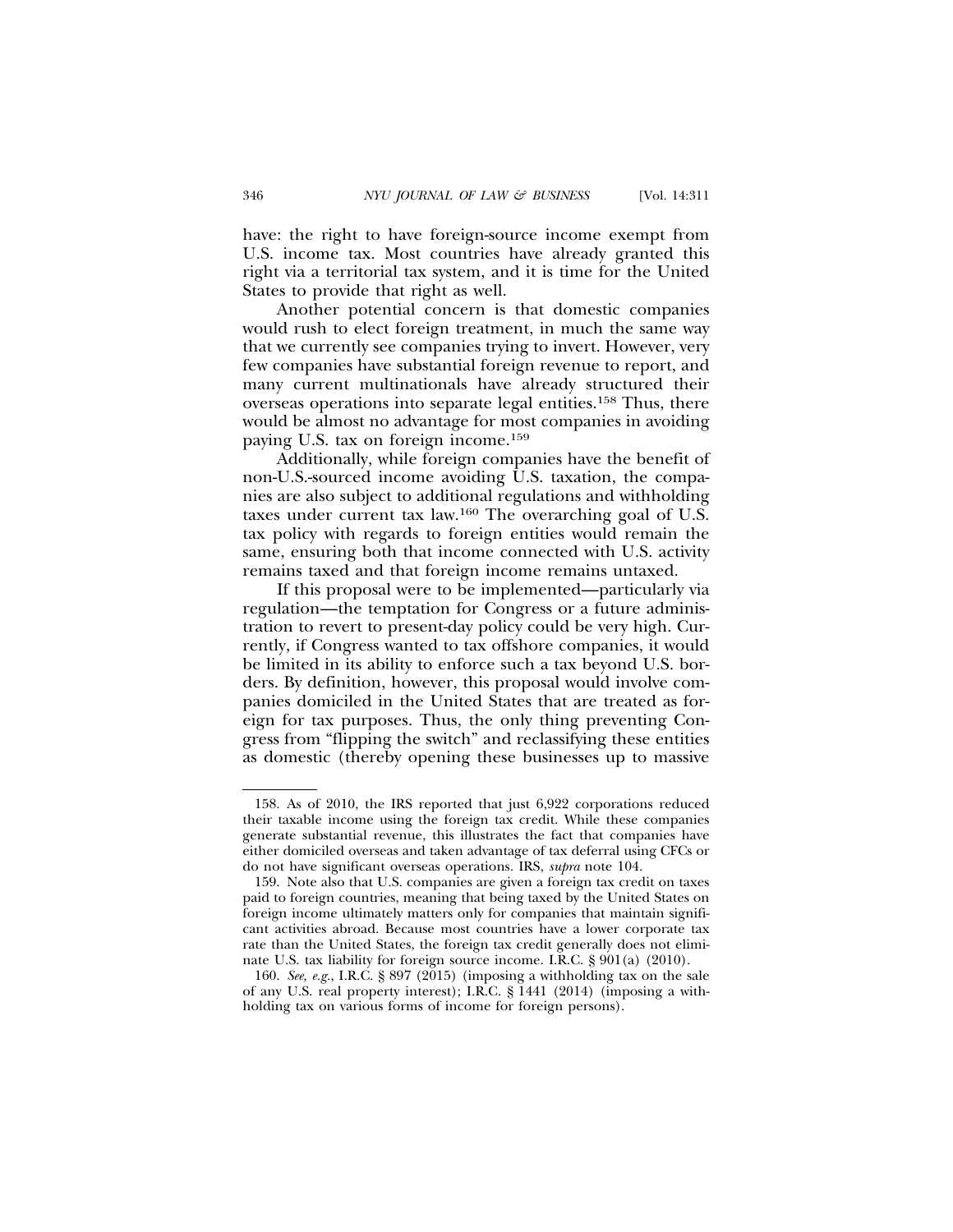have: the right to have foreign-source income exempt from U.S. income tax. Most countries have already granted this right via a territorial tax system, and it is time for the United States to provide that right as well.

Another potential concern is that domestic companies would rush to elect foreign treatment, in much the same way that we currently see companies trying to invert. However, very few companies have substantial foreign revenue to report, and many current multinationals have already structured their overseas operations into separate legal entities.[158] Thus, there would be almost no advantage for most companies in avoiding paying U.S. tax on foreign income.[159]

Additionally, while foreign companies have the benefit of non-U.S.-sourced income avoiding U.S. taxation, the companies are also subject to additional regulations and withholding taxes under current tax law.[160] The overarching goal of U.S. tax policy with regards to foreign entities would remain the same, ensuring both that income connected with U.S. activity remains taxed and that foreign income remains untaxed.

If this proposal were to be implemented—particularly via regulation—the temptation for Congress or a future administration to revert to present-day policy could be very high. Currently, if Congress wanted to tax offshore companies, it would be limited in its ability to enforce such a tax beyond U.S. borders. By definition, however, this proposal would involve companies domiciled in the United States that are treated as foreign for tax purposes. Thus, the only thing preventing Congress from "flipping the switch" and reclassifying these entities as domestic (thereby opening these businesses up to massive

---

158. As of 2010, the IRS reported that just 6,922 corporations reduced their taxable income using the foreign tax credit. While these companies generate substantial revenue, this illustrates the fact that companies have either domiciled overseas and taken advantage of tax deferral using CFCs or do not have significant overseas operations. IRS, *supra* note 104.

159. Note also that U.S. companies are given a foreign tax credit on taxes paid to foreign countries, meaning that being taxed by the United States on foreign income ultimately matters only for companies that maintain significant activities abroad. Because most countries have a lower corporate tax rate than the United States, the foreign tax credit generally does not eliminate U.S. tax liability for foreign source income. I.R.C. § 901(a) (2010).

160. *See, e.g.*, I.R.C. § 897 (2015) (imposing a withholding tax on the sale of any U.S. real property interest); I.R.C. § 1441 (2014) (imposing a withholding tax on various forms of income for foreign persons).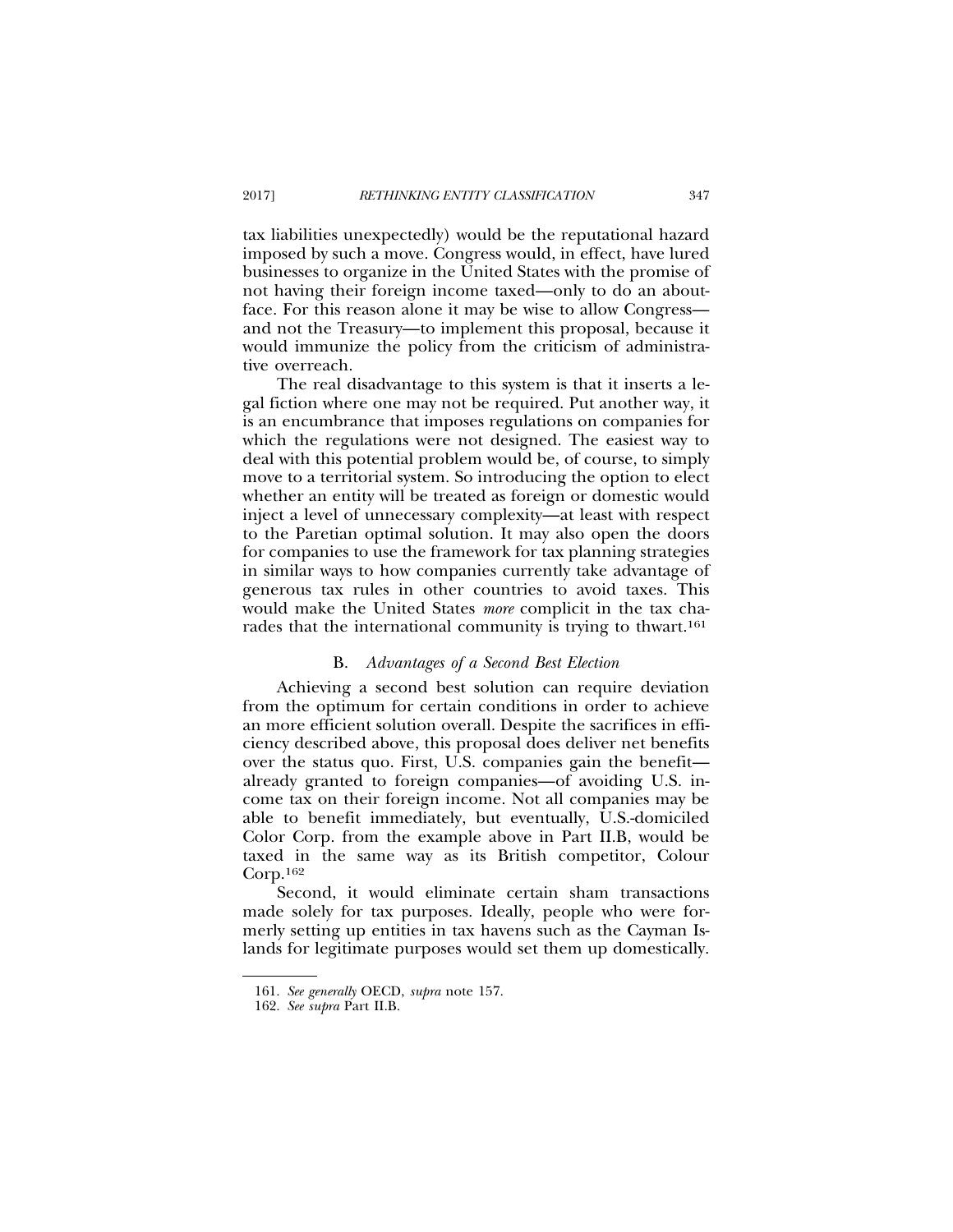tax liabilities unexpectedly) would be the reputational hazard imposed by such a move. Congress would, in effect, have lured businesses to organize in the United States with the promise of not having their foreign income taxed—only to do an about-face. For this reason alone it may be wise to allow Congress—and not the Treasury—to implement this proposal, because it would immunize the policy from the criticism of administrative overreach.

The real disadvantage to this system is that it inserts a legal fiction where one may not be required. Put another way, it is an encumbrance that imposes regulations on companies for which the regulations were not designed. The easiest way to deal with this potential problem would be, of course, to simply move to a territorial system. So introducing the option to elect whether an entity will be treated as foreign or domestic would inject a level of unnecessary complexity—at least with respect to the Paretian optimal solution. It may also open the doors for companies to use the framework for tax planning strategies in similar ways to how companies currently take advantage of generous tax rules in other countries to avoid taxes. This would make the United States *more* complicit in the tax charades that the international community is trying to thwart.[161]

### B. *Advantages of a Second Best Election*

Achieving a second best solution can require deviation from the optimum for certain conditions in order to achieve an more efficient solution overall. Despite the sacrifices in efficiency described above, this proposal does deliver net benefits over the status quo. First, U.S. companies gain the benefit—already granted to foreign companies—of avoiding U.S. income tax on their foreign income. Not all companies may be able to benefit immediately, but eventually, U.S.-domiciled Color Corp. from the example above in Part II.B, would be taxed in the same way as its British competitor, Colour Corp.[162]

Second, it would eliminate certain sham transactions made solely for tax purposes. Ideally, people who were formerly setting up entities in tax havens such as the Cayman Islands for legitimate purposes would set them up domestically.

161. *See generally* OECD, *supra* note 157.

162. *See supra* Part II.B.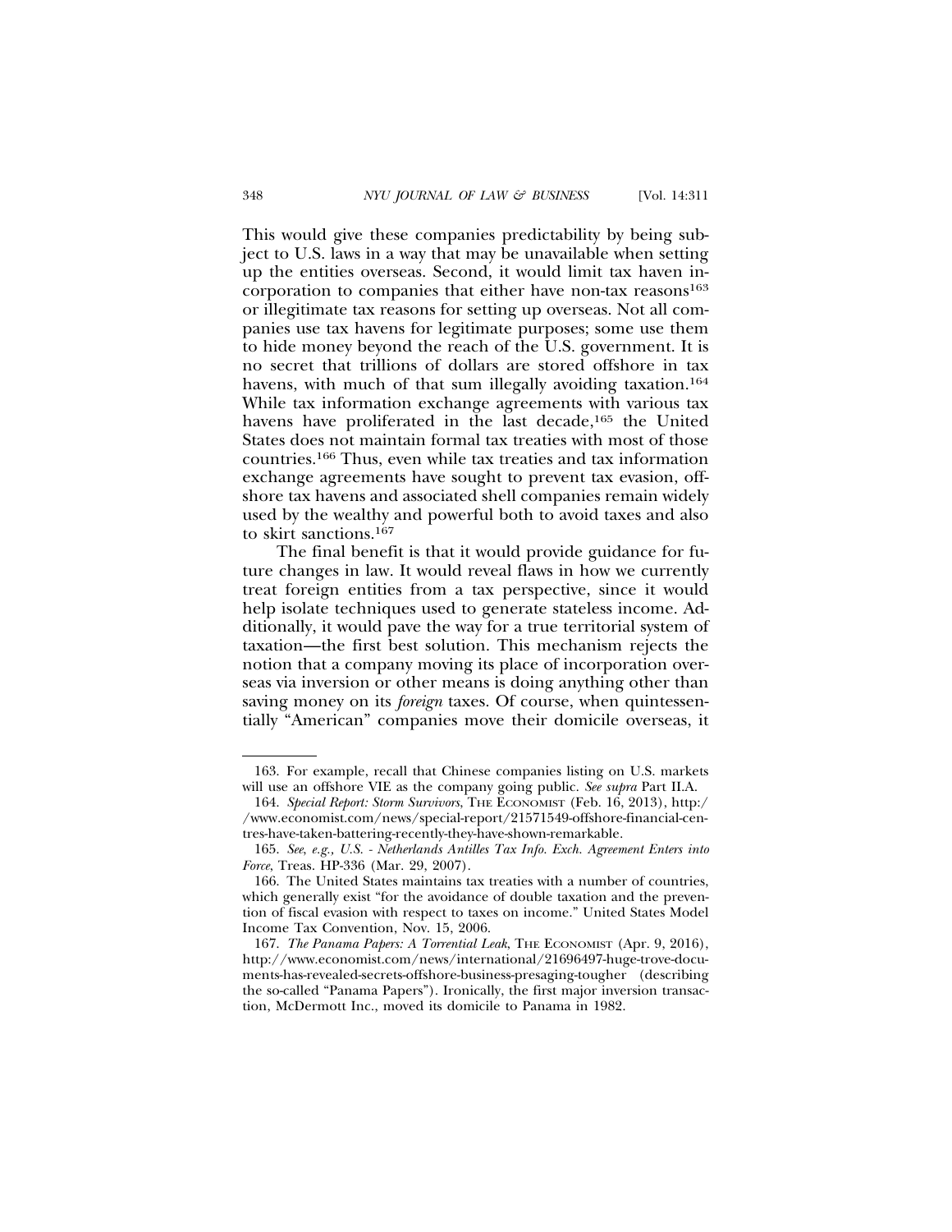This would give these companies predictability by being subject to U.S. laws in a way that may be unavailable when setting up the entities overseas. Second, it would limit tax haven incorporation to companies that either have non-tax reasons[163] or illegitimate tax reasons for setting up overseas. Not all companies use tax havens for legitimate purposes; some use them to hide money beyond the reach of the U.S. government. It is no secret that trillions of dollars are stored offshore in tax havens, with much of that sum illegally avoiding taxation.[164] While tax information exchange agreements with various tax havens have proliferated in the last decade,[165] the United States does not maintain formal tax treaties with most of those countries.[166] Thus, even while tax treaties and tax information exchange agreements have sought to prevent tax evasion, offshore tax havens and associated shell companies remain widely used by the wealthy and powerful both to avoid taxes and also to skirt sanctions.[167]

The final benefit is that it would provide guidance for future changes in law. It would reveal flaws in how we currently treat foreign entities from a tax perspective, since it would help isolate techniques used to generate stateless income. Additionally, it would pave the way for a true territorial system of taxation—the first best solution. This mechanism rejects the notion that a company moving its place of incorporation overseas via inversion or other means is doing anything other than saving money on its *foreign* taxes. Of course, when quintessentially "American" companies move their domicile overseas, it

163. For example, recall that Chinese companies listing on U.S. markets will use an offshore VIE as the company going public. *See supra* Part II.A.

164. *Special Report: Storm Survivors*, THE ECONOMIST (Feb. 16, 2013), http://www.economist.com/news/special-report/21571549-offshore-financial-centres-have-taken-battering-recently-they-have-shown-remarkable.

165. *See, e.g.*, *U.S. - Netherlands Antilles Tax Info. Exch. Agreement Enters into Force*, Treas. HP-336 (Mar. 29, 2007).

166. The United States maintains tax treaties with a number of countries, which generally exist "for the avoidance of double taxation and the prevention of fiscal evasion with respect to taxes on income." United States Model Income Tax Convention, Nov. 15, 2006.

167. *The Panama Papers: A Torrential Leak*, THE ECONOMIST (Apr. 9, 2016), http://www.economist.com/news/international/21696497-huge-trove-documents-has-revealed-secrets-offshore-business-presaging-tougher (describing the so-called "Panama Papers"). Ironically, the first major inversion transaction, McDermott Inc., moved its domicile to Panama in 1982.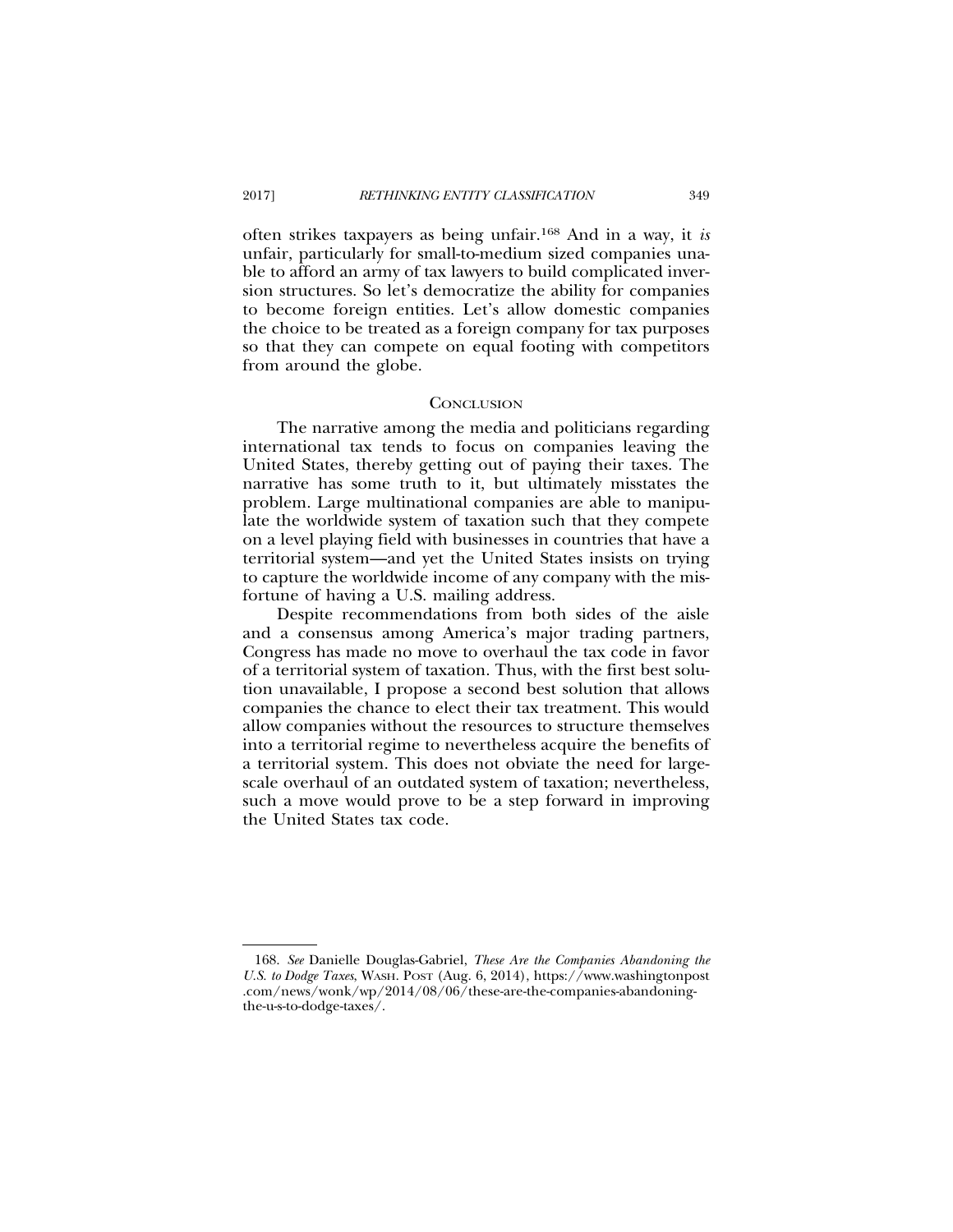often strikes taxpayers as being unfair.[168] And in a way, it *is* unfair, particularly for small-to-medium sized companies unable to afford an army of tax lawyers to build complicated inversion structures. So let's democratize the ability for companies to become foreign entities. Let's allow domestic companies the choice to be treated as a foreign company for tax purposes so that they can compete on equal footing with competitors from around the globe.

## Conclusion

The narrative among the media and politicians regarding international tax tends to focus on companies leaving the United States, thereby getting out of paying their taxes. The narrative has some truth to it, but ultimately misstates the problem. Large multinational companies are able to manipulate the worldwide system of taxation such that they compete on a level playing field with businesses in countries that have a territorial system—and yet the United States insists on trying to capture the worldwide income of any company with the misfortune of having a U.S. mailing address.

Despite recommendations from both sides of the aisle and a consensus among America's major trading partners, Congress has made no move to overhaul the tax code in favor of a territorial system of taxation. Thus, with the first best solution unavailable, I propose a second best solution that allows companies the chance to elect their tax treatment. This would allow companies without the resources to structure themselves into a territorial regime to nevertheless acquire the benefits of a territorial system. This does not obviate the need for large-scale overhaul of an outdated system of taxation; nevertheless, such a move would prove to be a step forward in improving the United States tax code.

---

168. *See* Danielle Douglas-Gabriel, *These Are the Companies Abandoning the U.S. to Dodge Taxes*, Wash. Post (Aug. 6, 2014), https://www.washingtonpost.com/news/wonk/wp/2014/08/06/these-are-the-companies-abandoning-the-u-s-to-dodge-taxes/.